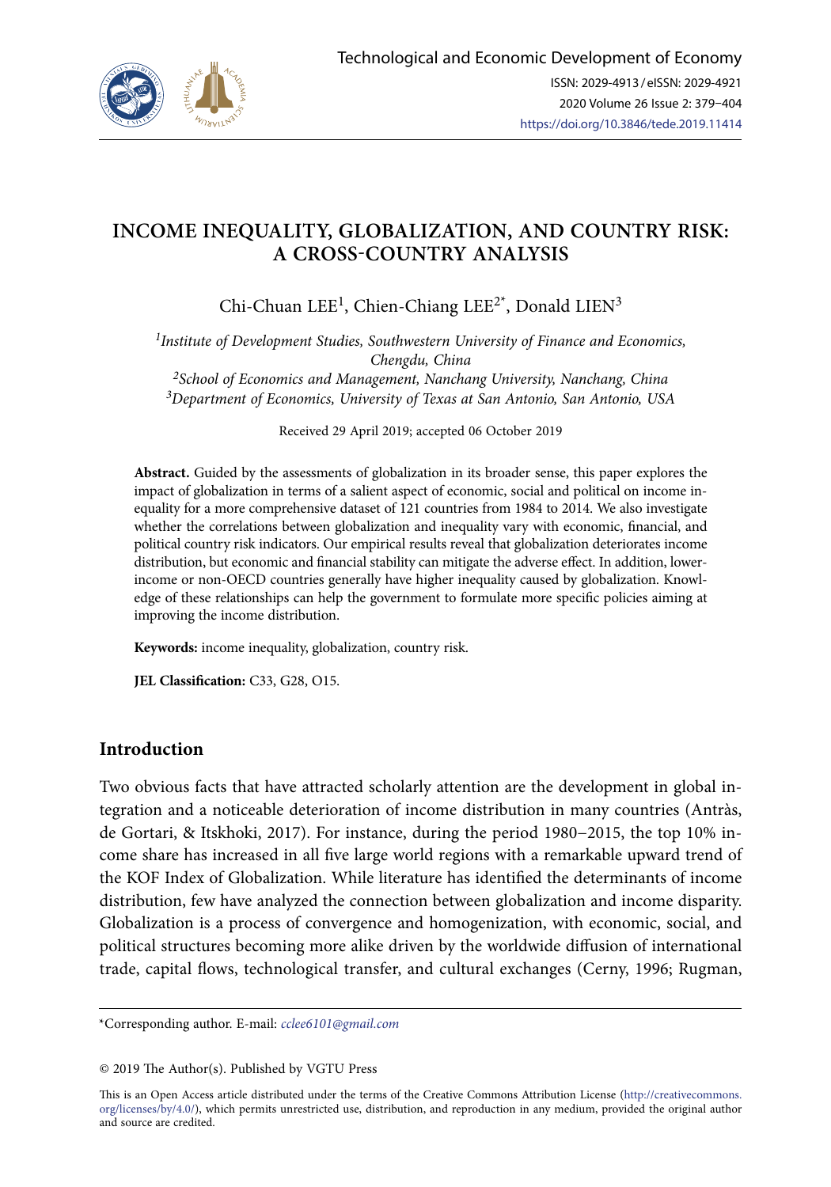# INCOME INEQUALITY, GLOBALIZATION, AND COUNTRY RISK: A CROSS-COUNTRY ANALYSIS

Chi-Chuan LEE[1], Chien-Chiang LEE[2*], Donald LIEN[3]

[1]*Institute of Development Studies, Southwestern University of Finance and Economics, Chengdu, China*
[2]*School of Economics and Management, Nanchang University, Nanchang, China*
[3]*Department of Economics, University of Texas at San Antonio, San Antonio, USA*

Received 29 April 2019; accepted 06 October 2019

**Abstract.** Guided by the assessments of globalization in its broader sense, this paper explores the impact of globalization in terms of a salient aspect of economic, social and political on income inequality for a more comprehensive dataset of 121 countries from 1984 to 2014. We also investigate whether the correlations between globalization and inequality vary with economic, financial, and political country risk indicators. Our empirical results reveal that globalization deteriorates income distribution, but economic and financial stability can mitigate the adverse effect. In addition, lower-income or non-OECD countries generally have higher inequality caused by globalization. Knowledge of these relationships can help the government to formulate more specific policies aiming at improving the income distribution.

**Keywords:** income inequality, globalization, country risk.

**JEL Classification:** C33, G28, O15.

## Introduction

Two obvious facts that have attracted scholarly attention are the development in global integration and a noticeable deterioration of income distribution in many countries (Antràs, de Gortari, & Itskhoki, 2017). For instance, during the period 1980–2015, the top 10% income share has increased in all five large world regions with a remarkable upward trend of the KOF Index of Globalization. While literature has identified the determinants of income distribution, few have analyzed the connection between globalization and income disparity. Globalization is a process of convergence and homogenization, with economic, social, and political structures becoming more alike driven by the worldwide diffusion of international trade, capital flows, technological transfer, and cultural exchanges (Cerny, 1996; Rugman,

---

*Corresponding author. E-mail: *cclee6101@gmail.com*

© 2019 The Author(s). Published by VGTU Press

This is an Open Access article distributed under the terms of the Creative Commons Attribution License (http://creativecommons.org/licenses/by/4.0/), which permits unrestricted use, distribution, and reproduction in any medium, provided the original author and source are credited.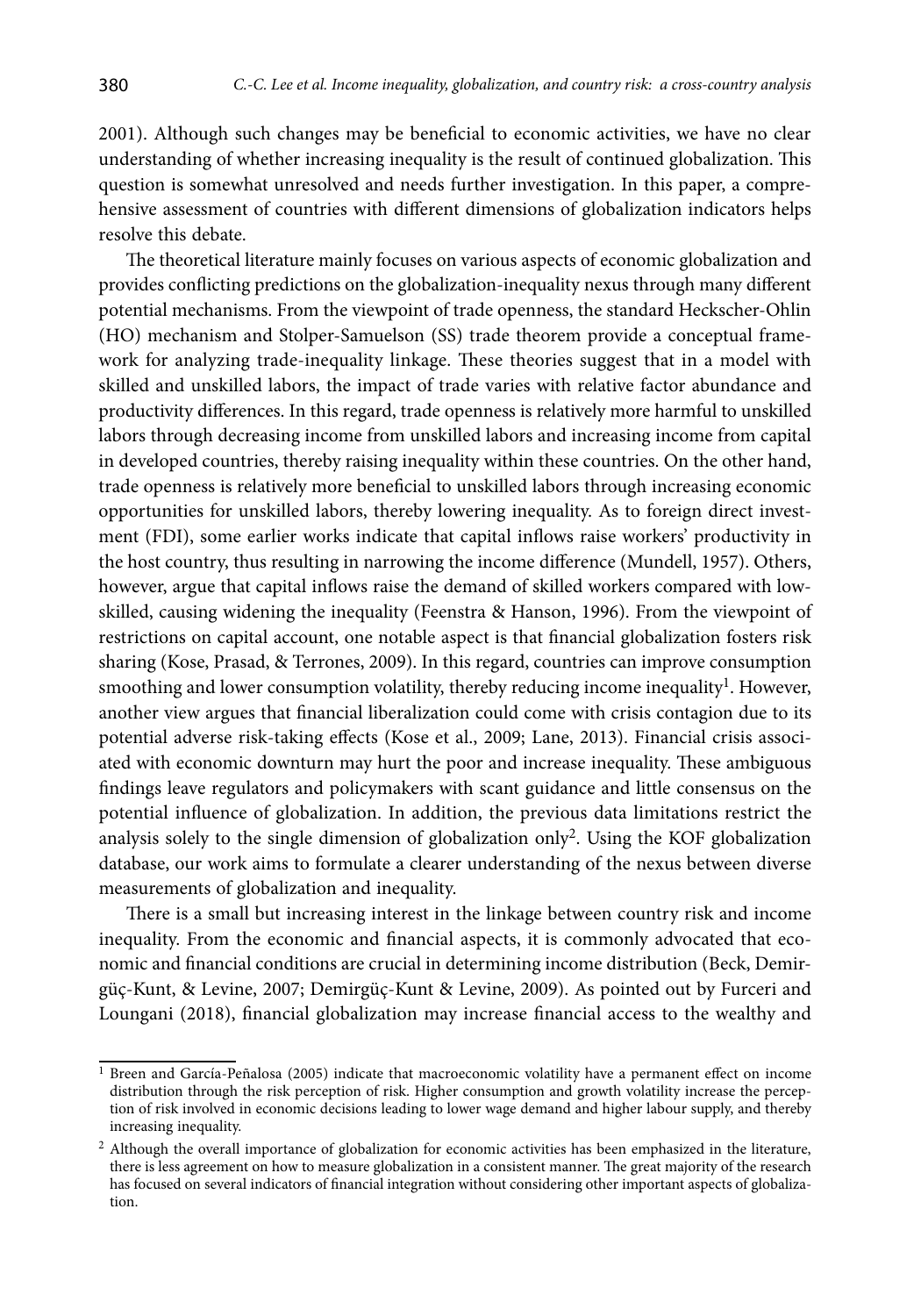2001). Although such changes may be beneficial to economic activities, we have no clear understanding of whether increasing inequality is the result of continued globalization. This question is somewhat unresolved and needs further investigation. In this paper, a comprehensive assessment of countries with different dimensions of globalization indicators helps resolve this debate.

The theoretical literature mainly focuses on various aspects of economic globalization and provides conflicting predictions on the globalization-inequality nexus through many different potential mechanisms. From the viewpoint of trade openness, the standard Heckscher-Ohlin (HO) mechanism and Stolper-Samuelson (SS) trade theorem provide a conceptual framework for analyzing trade-inequality linkage. These theories suggest that in a model with skilled and unskilled labors, the impact of trade varies with relative factor abundance and productivity differences. In this regard, trade openness is relatively more harmful to unskilled labors through decreasing income from unskilled labors and increasing income from capital in developed countries, thereby raising inequality within these countries. On the other hand, trade openness is relatively more beneficial to unskilled labors through increasing economic opportunities for unskilled labors, thereby lowering inequality. As to foreign direct investment (FDI), some earlier works indicate that capital inflows raise workers' productivity in the host country, thus resulting in narrowing the income difference (Mundell, 1957). Others, however, argue that capital inflows raise the demand of skilled workers compared with low-skilled, causing widening the inequality (Feenstra & Hanson, 1996). From the viewpoint of restrictions on capital account, one notable aspect is that financial globalization fosters risk sharing (Kose, Prasad, & Terrones, 2009). In this regard, countries can improve consumption smoothing and lower consumption volatility, thereby reducing income inequality[1]. However, another view argues that financial liberalization could come with crisis contagion due to its potential adverse risk-taking effects (Kose et al., 2009; Lane, 2013). Financial crisis associated with economic downturn may hurt the poor and increase inequality. These ambiguous findings leave regulators and policymakers with scant guidance and little consensus on the potential influence of globalization. In addition, the previous data limitations restrict the analysis solely to the single dimension of globalization only[2]. Using the KOF globalization database, our work aims to formulate a clearer understanding of the nexus between diverse measurements of globalization and inequality.

There is a small but increasing interest in the linkage between country risk and income inequality. From the economic and financial aspects, it is commonly advocated that economic and financial conditions are crucial in determining income distribution (Beck, Demirgüç-Kunt, & Levine, 2007; Demirgüç-Kunt & Levine, 2009). As pointed out by Furceri and Loungani (2018), financial globalization may increase financial access to the wealthy and

---

[1] Breen and García-Peñalosa (2005) indicate that macroeconomic volatility have a permanent effect on income distribution through the risk perception of risk. Higher consumption and growth volatility increase the perception of risk involved in economic decisions leading to lower wage demand and higher labour supply, and thereby increasing inequality.

[2] Although the overall importance of globalization for economic activities has been emphasized in the literature, there is less agreement on how to measure globalization in a consistent manner. The great majority of the research has focused on several indicators of financial integration without considering other important aspects of globalization.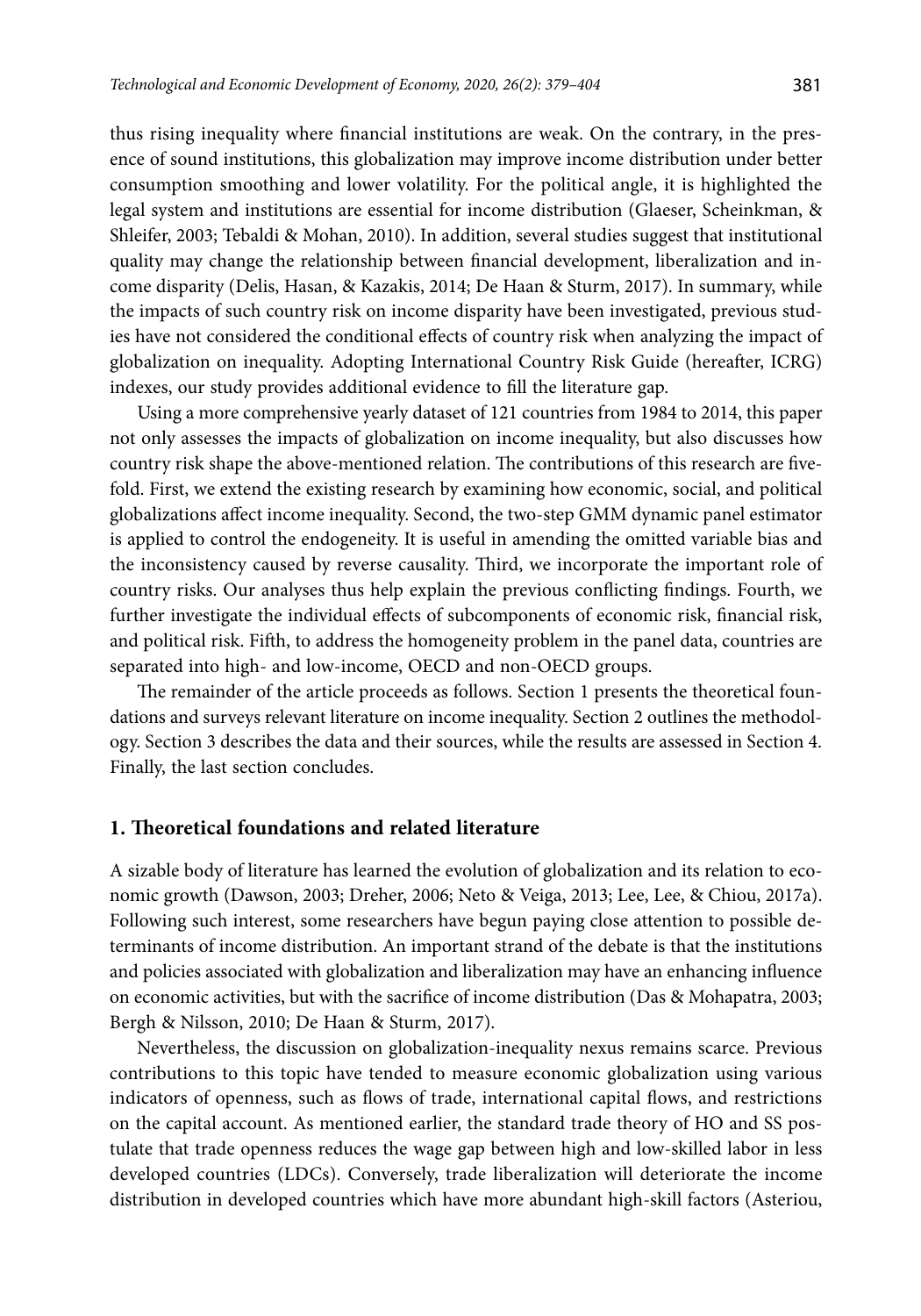thus rising inequality where financial institutions are weak. On the contrary, in the presence of sound institutions, this globalization may improve income distribution under better consumption smoothing and lower volatility. For the political angle, it is highlighted the legal system and institutions are essential for income distribution (Glaeser, Scheinkman, & Shleifer, 2003; Tebaldi & Mohan, 2010). In addition, several studies suggest that institutional quality may change the relationship between financial development, liberalization and income disparity (Delis, Hasan, & Kazakis, 2014; De Haan & Sturm, 2017). In summary, while the impacts of such country risk on income disparity have been investigated, previous studies have not considered the conditional effects of country risk when analyzing the impact of globalization on inequality. Adopting International Country Risk Guide (hereafter, ICRG) indexes, our study provides additional evidence to fill the literature gap.

Using a more comprehensive yearly dataset of 121 countries from 1984 to 2014, this paper not only assesses the impacts of globalization on income inequality, but also discusses how country risk shape the above-mentioned relation. The contributions of this research are fivefold. First, we extend the existing research by examining how economic, social, and political globalizations affect income inequality. Second, the two-step GMM dynamic panel estimator is applied to control the endogeneity. It is useful in amending the omitted variable bias and the inconsistency caused by reverse causality. Third, we incorporate the important role of country risks. Our analyses thus help explain the previous conflicting findings. Fourth, we further investigate the individual effects of subcomponents of economic risk, financial risk, and political risk. Fifth, to address the homogeneity problem in the panel data, countries are separated into high- and low-income, OECD and non-OECD groups.

The remainder of the article proceeds as follows. Section 1 presents the theoretical foundations and surveys relevant literature on income inequality. Section 2 outlines the methodology. Section 3 describes the data and their sources, while the results are assessed in Section 4. Finally, the last section concludes.

## 1. Theoretical foundations and related literature

A sizable body of literature has learned the evolution of globalization and its relation to economic growth (Dawson, 2003; Dreher, 2006; Neto & Veiga, 2013; Lee, Lee, & Chiou, 2017a). Following such interest, some researchers have begun paying close attention to possible determinants of income distribution. An important strand of the debate is that the institutions and policies associated with globalization and liberalization may have an enhancing influence on economic activities, but with the sacrifice of income distribution (Das & Mohapatra, 2003; Bergh & Nilsson, 2010; De Haan & Sturm, 2017).

Nevertheless, the discussion on globalization-inequality nexus remains scarce. Previous contributions to this topic have tended to measure economic globalization using various indicators of openness, such as flows of trade, international capital flows, and restrictions on the capital account. As mentioned earlier, the standard trade theory of HO and SS postulate that trade openness reduces the wage gap between high and low-skilled labor in less developed countries (LDCs). Conversely, trade liberalization will deteriorate the income distribution in developed countries which have more abundant high-skill factors (Asteriou,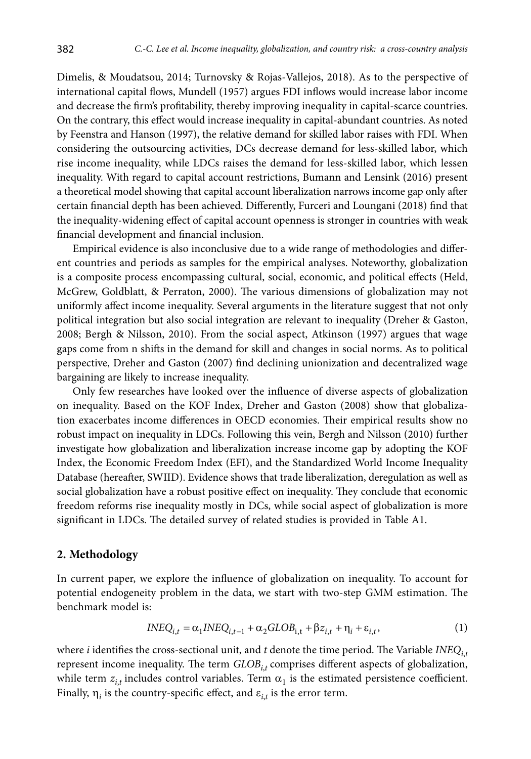Dimelis, & Moudatsou, 2014; Turnovsky & Rojas-Vallejos, 2018). As to the perspective of international capital flows, Mundell (1957) argues FDI inflows would increase labor income and decrease the firm's profitability, thereby improving inequality in capital-scarce countries. On the contrary, this effect would increase inequality in capital-abundant countries. As noted by Feenstra and Hanson (1997), the relative demand for skilled labor raises with FDI. When considering the outsourcing activities, DCs decrease demand for less-skilled labor, which rise income inequality, while LDCs raises the demand for less-skilled labor, which lessen inequality. With regard to capital account restrictions, Bumann and Lensink (2016) present a theoretical model showing that capital account liberalization narrows income gap only after certain financial depth has been achieved. Differently, Furceri and Loungani (2018) find that the inequality-widening effect of capital account openness is stronger in countries with weak financial development and financial inclusion.

Empirical evidence is also inconclusive due to a wide range of methodologies and different countries and periods as samples for the empirical analyses. Noteworthy, globalization is a composite process encompassing cultural, social, economic, and political effects (Held, McGrew, Goldblatt, & Perraton, 2000). The various dimensions of globalization may not uniformly affect income inequality. Several arguments in the literature suggest that not only political integration but also social integration are relevant to inequality (Dreher & Gaston, 2008; Bergh & Nilsson, 2010). From the social aspect, Atkinson (1997) argues that wage gaps come from n shifts in the demand for skill and changes in social norms. As to political perspective, Dreher and Gaston (2007) find declining unionization and decentralized wage bargaining are likely to increase inequality.

Only few researches have looked over the influence of diverse aspects of globalization on inequality. Based on the KOF Index, Dreher and Gaston (2008) show that globalization exacerbates income differences in OECD economies. Their empirical results show no robust impact on inequality in LDCs. Following this vein, Bergh and Nilsson (2010) further investigate how globalization and liberalization increase income gap by adopting the KOF Index, the Economic Freedom Index (EFI), and the Standardized World Income Inequality Database (hereafter, SWIID). Evidence shows that trade liberalization, deregulation as well as social globalization have a robust positive effect on inequality. They conclude that economic freedom reforms rise inequality mostly in DCs, while social aspect of globalization is more significant in LDCs. The detailed survey of related studies is provided in Table A1.

## 2. Methodology

In current paper, we explore the influence of globalization on inequality. To account for potential endogeneity problem in the data, we start with two-step GMM estimation. The benchmark model is:

$$INEQ_{i,t} = \alpha_1 INEQ_{i,t-1} + \alpha_2 GLOB_{i,t} + \beta z_{i,t} + \eta_i + \varepsilon_{i,t}, \tag{1}$$

where $i$ identifies the cross-sectional unit, and $t$ denote the time period. The Variable $INEQ_{i,t}$ represent income inequality. The term $GLOB_{i,t}$ comprises different aspects of globalization, while term $z_{i,t}$ includes control variables. Term $\alpha_1$ is the estimated persistence coefficient. Finally, $\eta_i$ is the country-specific effect, and $\varepsilon_{i,t}$ is the error term.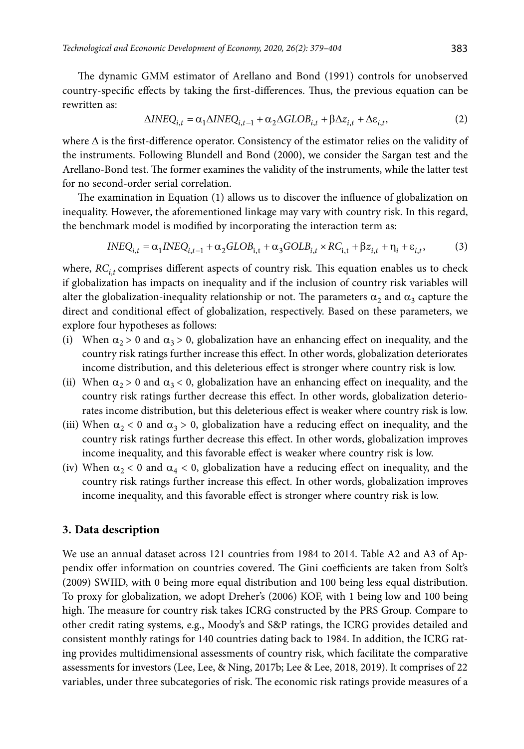The dynamic GMM estimator of Arellano and Bond (1991) controls for unobserved country-specific effects by taking the first-differences. Thus, the previous equation can be rewritten as:

$$\Delta INEQ_{i,t} = \alpha_1 \Delta INEQ_{i,t-1} + \alpha_2 \Delta GLOB_{i,t} + \beta \Delta z_{i,t} + \Delta \varepsilon_{i,t}, \tag{2}$$

where $\Delta$ is the first-difference operator. Consistency of the estimator relies on the validity of the instruments. Following Blundell and Bond (2000), we consider the Sargan test and the Arellano-Bond test. The former examines the validity of the instruments, while the latter test for no second-order serial correlation.

The examination in Equation (1) allows us to discover the influence of globalization on inequality. However, the aforementioned linkage may vary with country risk. In this regard, the benchmark model is modified by incorporating the interaction term as:

$$INEQ_{i,t} = \alpha_1 INEQ_{i,t-1} + \alpha_2 GLOB_{\text{i,t}} + \alpha_3 GOLB_{i,t} \times RC_{\text{i,t}} + \beta z_{i,t} + \eta_i + \varepsilon_{i,t}, \tag{3}$$

where, $RC_{i,t}$ comprises different aspects of country risk. This equation enables us to check if globalization has impacts on inequality and if the inclusion of country risk variables will alter the globalization-inequality relationship or not. The parameters $\alpha_2$ and $\alpha_3$ capture the direct and conditional effect of globalization, respectively. Based on these parameters, we explore four hypotheses as follows:

(i) When $\alpha_2 > 0$ and $\alpha_3 > 0$, globalization have an enhancing effect on inequality, and the country risk ratings further increase this effect. In other words, globalization deteriorates income distribution, and this deleterious effect is stronger where country risk is low.

(ii) When $\alpha_2 > 0$ and $\alpha_3 < 0$, globalization have an enhancing effect on inequality, and the country risk ratings further decrease this effect. In other words, globalization deteriorates income distribution, but this deleterious effect is weaker where country risk is low.

(iii) When $\alpha_2 < 0$ and $\alpha_3 > 0$, globalization have a reducing effect on inequality, and the country risk ratings further decrease this effect. In other words, globalization improves income inequality, and this favorable effect is weaker where country risk is low.

(iv) When $\alpha_2 < 0$ and $\alpha_4 < 0$, globalization have a reducing effect on inequality, and the country risk ratings further increase this effect. In other words, globalization improves income inequality, and this favorable effect is stronger where country risk is low.

## 3. Data description

We use an annual dataset across 121 countries from 1984 to 2014. Table A2 and A3 of Appendix offer information on countries covered. The Gini coefficients are taken from Solt's (2009) SWIID, with 0 being more equal distribution and 100 being less equal distribution. To proxy for globalization, we adopt Dreher's (2006) KOF, with 1 being low and 100 being high. The measure for country risk takes ICRG constructed by the PRS Group. Compare to other credit rating systems, e.g., Moody's and S&P ratings, the ICRG provides detailed and consistent monthly ratings for 140 countries dating back to 1984. In addition, the ICRG rating provides multidimensional assessments of country risk, which facilitate the comparative assessments for investors (Lee, Lee, & Ning, 2017b; Lee & Lee, 2018, 2019). It comprises of 22 variables, under three subcategories of risk. The economic risk ratings provide measures of a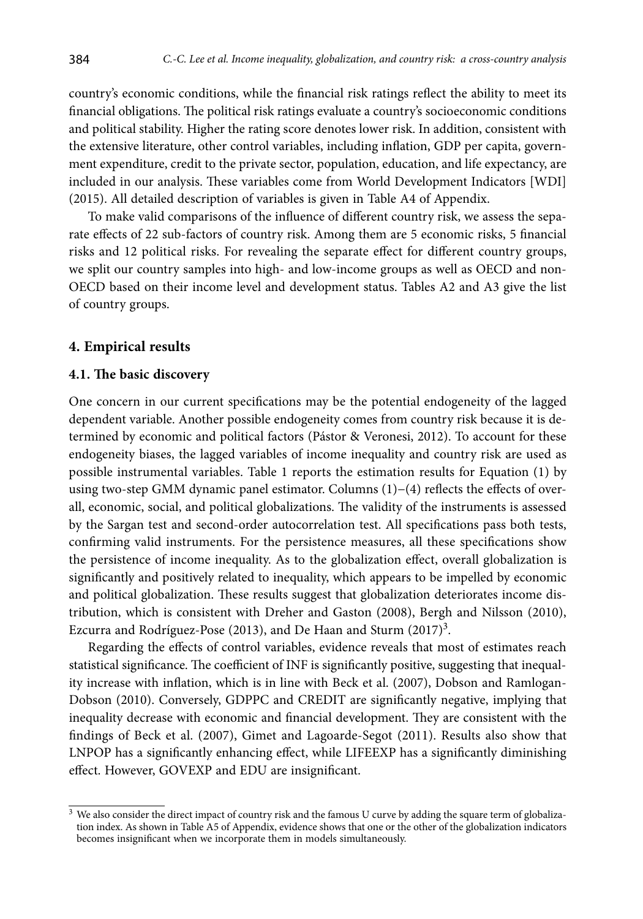country's economic conditions, while the financial risk ratings reflect the ability to meet its financial obligations. The political risk ratings evaluate a country's socioeconomic conditions and political stability. Higher the rating score denotes lower risk. In addition, consistent with the extensive literature, other control variables, including inflation, GDP per capita, government expenditure, credit to the private sector, population, education, and life expectancy, are included in our analysis. These variables come from World Development Indicators [WDI] (2015). All detailed description of variables is given in Table A4 of Appendix.

To make valid comparisons of the influence of different country risk, we assess the separate effects of 22 sub-factors of country risk. Among them are 5 economic risks, 5 financial risks and 12 political risks. For revealing the separate effect for different country groups, we split our country samples into high- and low-income groups as well as OECD and non-OECD based on their income level and development status. Tables A2 and A3 give the list of country groups.

## 4. Empirical results

### 4.1. The basic discovery

One concern in our current specifications may be the potential endogeneity of the lagged dependent variable. Another possible endogeneity comes from country risk because it is determined by economic and political factors (Pástor & Veronesi, 2012). To account for these endogeneity biases, the lagged variables of income inequality and country risk are used as possible instrumental variables. Table 1 reports the estimation results for Equation (1) by using two-step GMM dynamic panel estimator. Columns (1)–(4) reflects the effects of overall, economic, social, and political globalizations. The validity of the instruments is assessed by the Sargan test and second-order autocorrelation test. All specifications pass both tests, confirming valid instruments. For the persistence measures, all these specifications show the persistence of income inequality. As to the globalization effect, overall globalization is significantly and positively related to inequality, which appears to be impelled by economic and political globalization. These results suggest that globalization deteriorates income distribution, which is consistent with Dreher and Gaston (2008), Bergh and Nilsson (2010), Ezcurra and Rodríguez-Pose (2013), and De Haan and Sturm (2017)[3].

Regarding the effects of control variables, evidence reveals that most of estimates reach statistical significance. The coefficient of INF is significantly positive, suggesting that inequality increase with inflation, which is in line with Beck et al. (2007), Dobson and Ramlogan-Dobson (2010). Conversely, GDPPC and CREDIT are significantly negative, implying that inequality decrease with economic and financial development. They are consistent with the findings of Beck et al. (2007), Gimet and Lagoarde-Segot (2011). Results also show that LNPOP has a significantly enhancing effect, while LIFEEXP has a significantly diminishing effect. However, GOVEXP and EDU are insignificant.

[3] We also consider the direct impact of country risk and the famous U curve by adding the square term of globalization index. As shown in Table A5 of Appendix, evidence shows that one or the other of the globalization indicators becomes insignificant when we incorporate them in models simultaneously.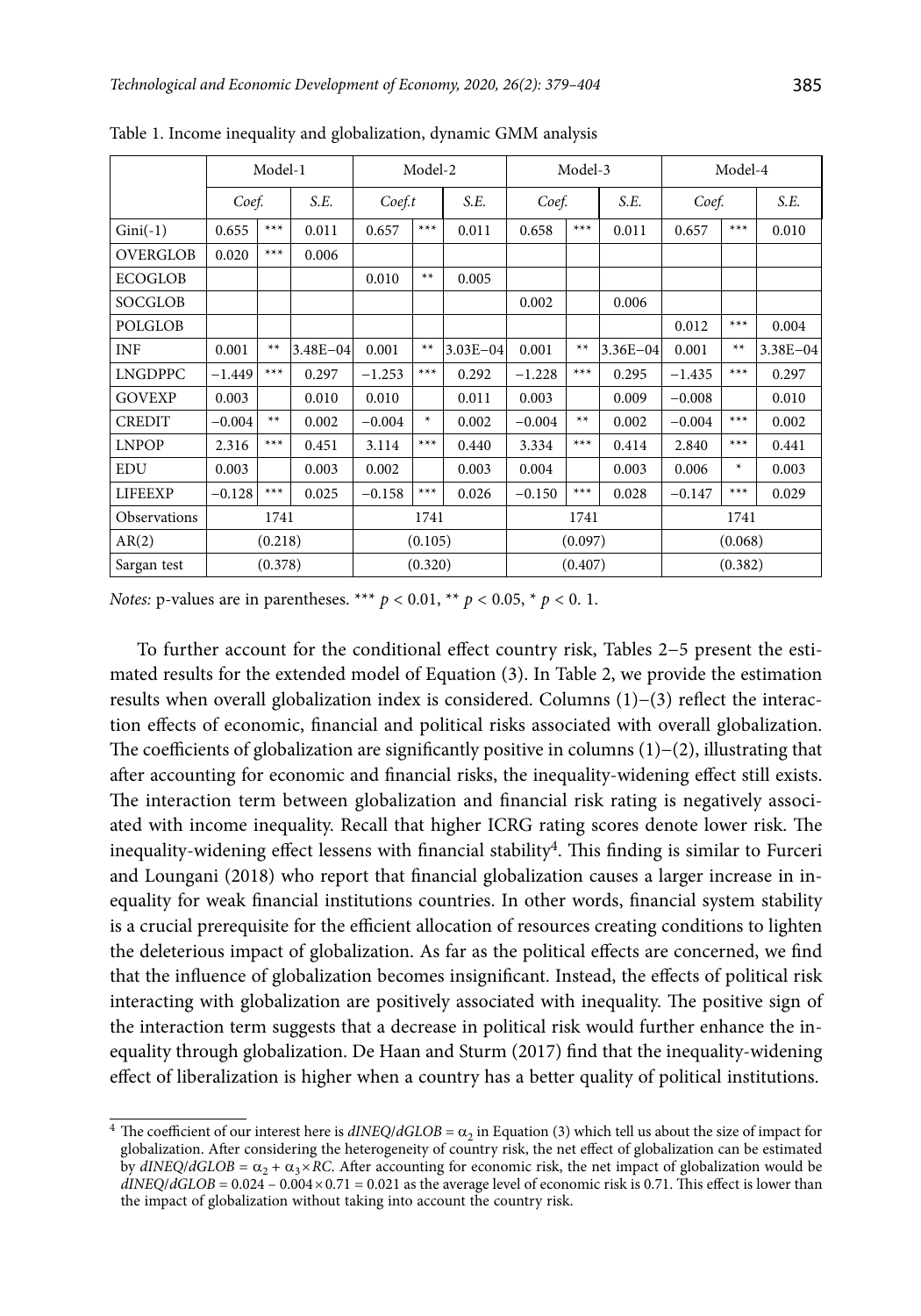Table 1. Income inequality and globalization, dynamic GMM analysis

| | Model-1 | | | Model-2 | | | Model-3 | | | Model-4 | | |
|---|---|---|---|---|---|---|---|---|---|---|---|---|
| | *Coef.* | | *S.E.* | *Coef.t* | | *S.E.* | *Coef.* | | *S.E.* | *Coef.* | | *S.E.* |
| Gini(-1) | 0.655 | *** | 0.011 | 0.657 | *** | 0.011 | 0.658 | *** | 0.011 | 0.657 | *** | 0.010 |
| OVERGLOB | 0.020 | *** | 0.006 | | | | | | | | | |
| ECOGLOB | | | | 0.010 | ** | 0.005 | | | | | | |
| SOCGLOB | | | | | | | 0.002 | | 0.006 | | | |
| POLGLOB | | | | | | | | | | 0.012 | *** | 0.004 |
| INF | 0.001 | ** | 3.48E−04 | 0.001 | ** | 3.03E−04 | 0.001 | ** | 3.36E−04 | 0.001 | ** | 3.38E−04 |
| LNGDPPC | −1.449 | *** | 0.297 | −1.253 | *** | 0.292 | −1.228 | *** | 0.295 | −1.435 | *** | 0.297 |
| GOVEXP | 0.003 | | 0.010 | 0.010 | | 0.011 | 0.003 | | 0.009 | −0.008 | | 0.010 |
| CREDIT | −0.004 | ** | 0.002 | −0.004 | * | 0.002 | −0.004 | ** | 0.002 | −0.004 | *** | 0.002 |
| LNPOP | 2.316 | *** | 0.451 | 3.114 | *** | 0.440 | 3.334 | *** | 0.414 | 2.840 | *** | 0.441 |
| EDU | 0.003 | | 0.003 | 0.002 | | 0.003 | 0.004 | | 0.003 | 0.006 | * | 0.003 |
| LIFEEXP | −0.128 | *** | 0.025 | −0.158 | *** | 0.026 | −0.150 | *** | 0.028 | −0.147 | *** | 0.029 |
| Observations | 1741 | | | 1741 | | | 1741 | | | 1741 | | |
| AR(2) | (0.218) | | | (0.105) | | | (0.097) | | | (0.068) | | |
| Sargan test | (0.378) | | | (0.320) | | | (0.407) | | | (0.382) | | |

*Notes:* p-values are in parentheses. *** $p < 0.01$, ** $p < 0.05$, * $p < 0.1$.

To further account for the conditional effect country risk, Tables 2–5 present the estimated results for the extended model of Equation (3). In Table 2, we provide the estimation results when overall globalization index is considered. Columns (1)–(3) reflect the interaction effects of economic, financial and political risks associated with overall globalization. The coefficients of globalization are significantly positive in columns (1)–(2), illustrating that after accounting for economic and financial risks, the inequality-widening effect still exists. The interaction term between globalization and financial risk rating is negatively associated with income inequality. Recall that higher ICRG rating scores denote lower risk. The inequality-widening effect lessens with financial stability[4]. This finding is similar to Furceri and Loungani (2018) who report that financial globalization causes a larger increase in inequality for weak financial institutions countries. In other words, financial system stability is a crucial prerequisite for the efficient allocation of resources creating conditions to lighten the deleterious impact of globalization. As far as the political effects are concerned, we find that the influence of globalization becomes insignificant. Instead, the effects of political risk interacting with globalization are positively associated with inequality. The positive sign of the interaction term suggests that a decrease in political risk would further enhance the inequality through globalization. De Haan and Sturm (2017) find that the inequality-widening effect of liberalization is higher when a country has a better quality of political institutions.

[4] The coefficient of our interest here is $dINEQ/dGLOB = \alpha_2$ in Equation (3) which tell us about the size of impact for globalization. After considering the heterogeneity of country risk, the net effect of globalization can be estimated by $dINEQ/dGLOB = \alpha_2 + \alpha_3 \times RC$. After accounting for economic risk, the net impact of globalization would be $dINEQ/dGLOB = 0.024 - 0.004 \times 0.71 = 0.021$ as the average level of economic risk is 0.71. This effect is lower than the impact of globalization without taking into account the country risk.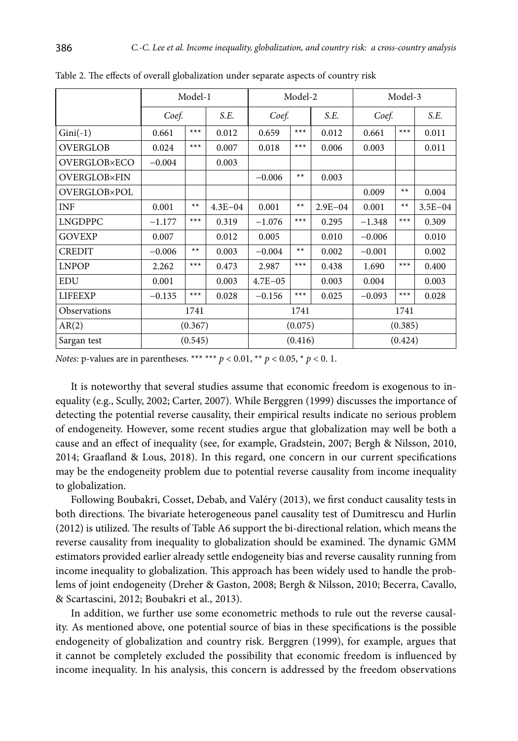Table 2. The effects of overall globalization under separate aspects of country risk

| | Model-1 | | | Model-2 | | | Model-3 | | |
|---|---|---|---|---|---|---|---|---|---|
| | *Coef.* | | *S.E.* | *Coef.* | | *S.E.* | *Coef.* | | *S.E.* |
| Gini(-1) | 0.661 | *** | 0.012 | 0.659 | *** | 0.012 | 0.661 | *** | 0.011 |
| OVERGLOB | 0.024 | *** | 0.007 | 0.018 | *** | 0.006 | 0.003 | | 0.011 |
| OVERGLOB×ECO | −0.004 | | 0.003 | | | | | | |
| OVERGLOB×FIN | | | | −0.006 | ** | 0.003 | | | |
| OVERGLOB×POL | | | | | | | 0.009 | ** | 0.004 |
| INF | 0.001 | ** | 4.3E−04 | 0.001 | ** | 2.9E−04 | 0.001 | ** | 3.5E−04 |
| LNGDPPC | −1.177 | *** | 0.319 | −1.076 | *** | 0.295 | −1.348 | *** | 0.309 |
| GOVEXP | 0.007 | | 0.012 | 0.005 | | 0.010 | −0.006 | | 0.010 |
| CREDIT | −0.006 | ** | 0.003 | −0.004 | ** | 0.002 | −0.001 | | 0.002 |
| LNPOP | 2.262 | *** | 0.473 | 2.987 | *** | 0.438 | 1.690 | *** | 0.400 |
| EDU | 0.001 | | 0.003 | 4.7E−05 | | 0.003 | 0.004 | | 0.003 |
| LIFEEXP | −0.135 | *** | 0.028 | −0.156 | *** | 0.025 | −0.093 | *** | 0.028 |
| Observations | 1741 | | | 1741 | | | 1741 | | |
| AR(2) | (0.367) | | | (0.075) | | | (0.385) | | |
| Sargan test | (0.545) | | | (0.416) | | | (0.424) | | |

*Notes:* p-values are in parentheses. *** *** $p < 0.01$, ** $p < 0.05$, * $p < 0.1$.

It is noteworthy that several studies assume that economic freedom is exogenous to inequality (e.g., Scully, 2002; Carter, 2007). While Berggren (1999) discusses the importance of detecting the potential reverse causality, their empirical results indicate no serious problem of endogeneity. However, some recent studies argue that globalization may well be both a cause and an effect of inequality (see, for example, Gradstein, 2007; Bergh & Nilsson, 2010, 2014; Graafland & Lous, 2018). In this regard, one concern in our current specifications may be the endogeneity problem due to potential reverse causality from income inequality to globalization.

Following Boubakri, Cosset, Debab, and Valéry (2013), we first conduct causality tests in both directions. The bivariate heterogeneous panel causality test of Dumitrescu and Hurlin (2012) is utilized. The results of Table A6 support the bi-directional relation, which means the reverse causality from inequality to globalization should be examined. The dynamic GMM estimators provided earlier already settle endogeneity bias and reverse causality running from income inequality to globalization. This approach has been widely used to handle the problems of joint endogeneity (Dreher & Gaston, 2008; Bergh & Nilsson, 2010; Becerra, Cavallo, & Scartascini, 2012; Boubakri et al., 2013).

In addition, we further use some econometric methods to rule out the reverse causality. As mentioned above, one potential source of bias in these specifications is the possible endogeneity of globalization and country risk. Berggren (1999), for example, argues that it cannot be completely excluded the possibility that economic freedom is influenced by income inequality. In his analysis, this concern is addressed by the freedom observations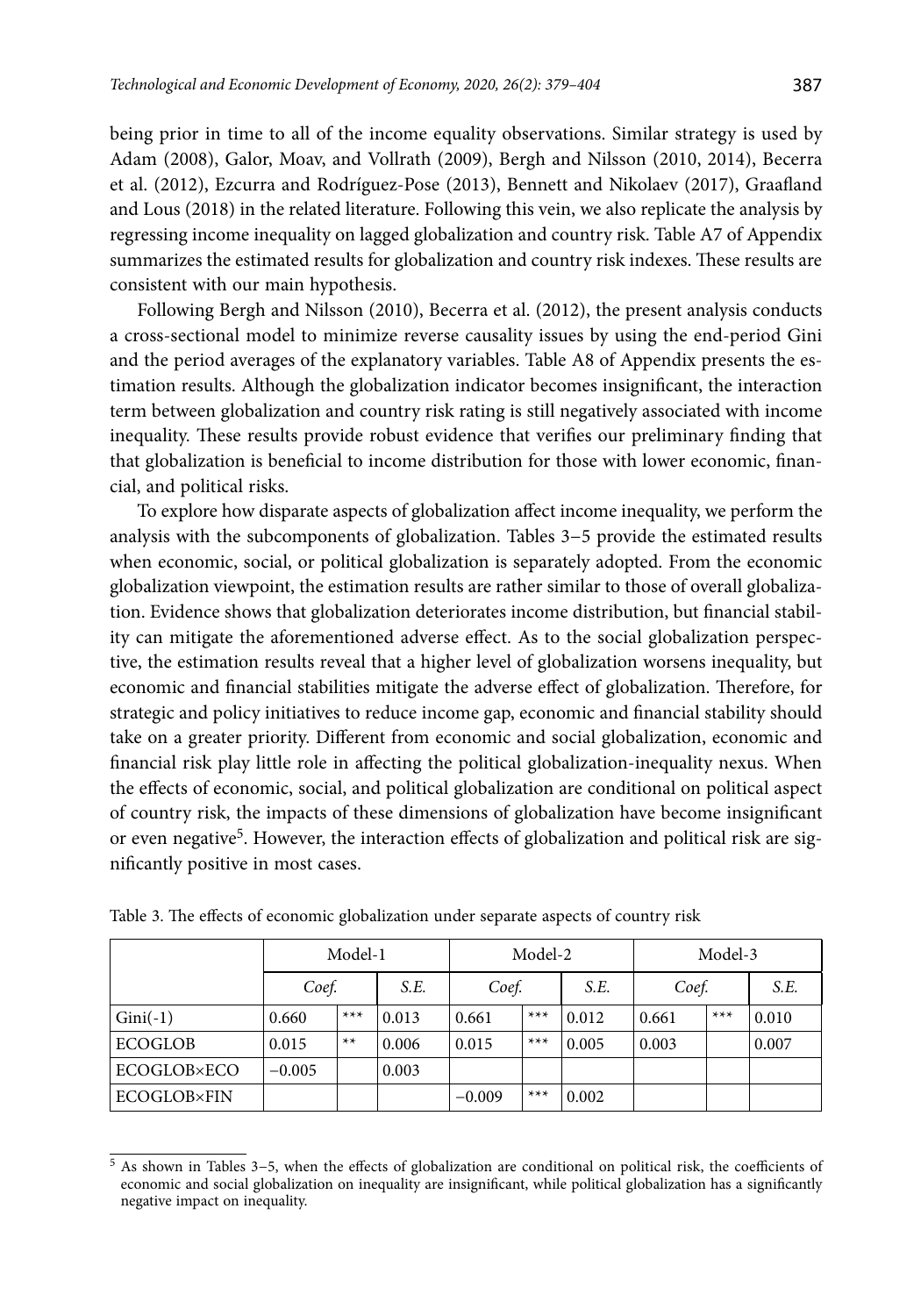being prior in time to all of the income equality observations. Similar strategy is used by Adam (2008), Galor, Moav, and Vollrath (2009), Bergh and Nilsson (2010, 2014), Becerra et al. (2012), Ezcurra and Rodríguez-Pose (2013), Bennett and Nikolaev (2017), Graafland and Lous (2018) in the related literature. Following this vein, we also replicate the analysis by regressing income inequality on lagged globalization and country risk. Table A7 of Appendix summarizes the estimated results for globalization and country risk indexes. These results are consistent with our main hypothesis.

Following Bergh and Nilsson (2010), Becerra et al. (2012), the present analysis conducts a cross-sectional model to minimize reverse causality issues by using the end-period Gini and the period averages of the explanatory variables. Table A8 of Appendix presents the estimation results. Although the globalization indicator becomes insignificant, the interaction term between globalization and country risk rating is still negatively associated with income inequality. These results provide robust evidence that verifies our preliminary finding that that globalization is beneficial to income distribution for those with lower economic, financial, and political risks.

To explore how disparate aspects of globalization affect income inequality, we perform the analysis with the subcomponents of globalization. Tables 3–5 provide the estimated results when economic, social, or political globalization is separately adopted. From the economic globalization viewpoint, the estimation results are rather similar to those of overall globalization. Evidence shows that globalization deteriorates income distribution, but financial stability can mitigate the aforementioned adverse effect. As to the social globalization perspective, the estimation results reveal that a higher level of globalization worsens inequality, but economic and financial stabilities mitigate the adverse effect of globalization. Therefore, for strategic and policy initiatives to reduce income gap, economic and financial stability should take on a greater priority. Different from economic and social globalization, economic and financial risk play little role in affecting the political globalization-inequality nexus. When the effects of economic, social, and political globalization are conditional on political aspect of country risk, the impacts of these dimensions of globalization have become insignificant or even negative[5]. However, the interaction effects of globalization and political risk are significantly positive in most cases.

Table 3. The effects of economic globalization under separate aspects of country risk

| | Model-1 | | | Model-2 | | | Model-3 | | |
|---|---|---|---|---|---|---|---|---|---|
| | *Coef.* | | *S.E.* | *Coef.* | | *S.E.* | *Coef.* | | *S.E.* |
| Gini(-1) | 0.660 | *** | 0.013 | 0.661 | *** | 0.012 | 0.661 | *** | 0.010 |
| ECOGLOB | 0.015 | ** | 0.006 | 0.015 | *** | 0.005 | 0.003 | | 0.007 |
| ECOGLOB×ECO | −0.005 | | 0.003 | | | | | | |
| ECOGLOB×FIN | | | | −0.009 | *** | 0.002 | | | |

[5] As shown in Tables 3–5, when the effects of globalization are conditional on political risk, the coefficients of economic and social globalization on inequality are insignificant, while political globalization has a significantly negative impact on inequality.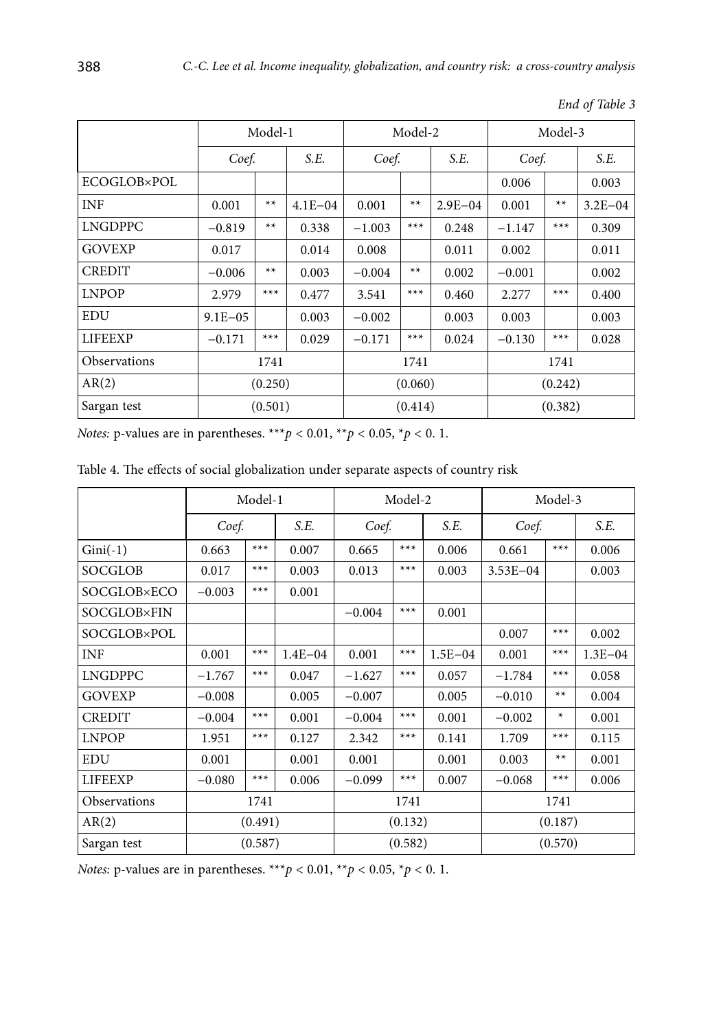*End of Table 3*

| | Model-1 | | | Model-2 | | | Model-3 | | |
|---|---|---|---|---|---|---|---|---|---|
| | *Coef.* | | *S.E.* | *Coef.* | | *S.E.* | *Coef.* | | *S.E.* |
| ECOGLOB×POL | | | | | | | 0.006 | | 0.003 |
| INF | 0.001 | ** | 4.1E−04 | 0.001 | ** | 2.9E−04 | 0.001 | ** | 3.2E−04 |
| LNGDPPC | −0.819 | ** | 0.338 | −1.003 | *** | 0.248 | −1.147 | *** | 0.309 |
| GOVEXP | 0.017 | | 0.014 | 0.008 | | 0.011 | 0.002 | | 0.011 |
| CREDIT | −0.006 | ** | 0.003 | −0.004 | ** | 0.002 | −0.001 | | 0.002 |
| LNPOP | 2.979 | *** | 0.477 | 3.541 | *** | 0.460 | 2.277 | *** | 0.400 |
| EDU | 9.1E−05 | | 0.003 | −0.002 | | 0.003 | 0.003 | | 0.003 |
| LIFEEXP | −0.171 | *** | 0.029 | −0.171 | *** | 0.024 | −0.130 | *** | 0.028 |
| Observations | 1741 | | | 1741 | | | 1741 | | |
| AR(2) | (0.250) | | | (0.060) | | | (0.242) | | |
| Sargan test | (0.501) | | | (0.414) | | | (0.382) | | |

*Notes:* p-values are in parentheses. ***$p < 0.01$, **$p < 0.05$, *$p < 0.1$.

Table 4. The effects of social globalization under separate aspects of country risk

| | Model-1 | | | Model-2 | | | Model-3 | | |
|---|---|---|---|---|---|---|---|---|---|
| | *Coef.* | | *S.E.* | *Coef.* | | *S.E.* | *Coef.* | | *S.E.* |
| Gini(-1) | 0.663 | *** | 0.007 | 0.665 | *** | 0.006 | 0.661 | *** | 0.006 |
| SOCGLOB | 0.017 | *** | 0.003 | 0.013 | *** | 0.003 | 3.53E−04 | | 0.003 |
| SOCGLOB×ECO | −0.003 | *** | 0.001 | | | | | | |
| SOCGLOB×FIN | | | | −0.004 | *** | 0.001 | | | |
| SOCGLOB×POL | | | | | | | 0.007 | *** | 0.002 |
| INF | 0.001 | *** | 1.4E−04 | 0.001 | *** | 1.5E−04 | 0.001 | *** | 1.3E−04 |
| LNGDPPC | −1.767 | *** | 0.047 | −1.627 | *** | 0.057 | −1.784 | *** | 0.058 |
| GOVEXP | −0.008 | | 0.005 | −0.007 | | 0.005 | −0.010 | ** | 0.004 |
| CREDIT | −0.004 | *** | 0.001 | −0.004 | *** | 0.001 | −0.002 | * | 0.001 |
| LNPOP | 1.951 | *** | 0.127 | 2.342 | *** | 0.141 | 1.709 | *** | 0.115 |
| EDU | 0.001 | | 0.001 | 0.001 | | 0.001 | 0.003 | ** | 0.001 |
| LIFEEXP | −0.080 | *** | 0.006 | −0.099 | *** | 0.007 | −0.068 | *** | 0.006 |
| Observations | 1741 | | | 1741 | | | 1741 | | |
| AR(2) | (0.491) | | | (0.132) | | | (0.187) | | |
| Sargan test | (0.587) | | | (0.582) | | | (0.570) | | |

*Notes:* p-values are in parentheses. ***$p < 0.01$, **$p < 0.05$, *$p < 0.1$.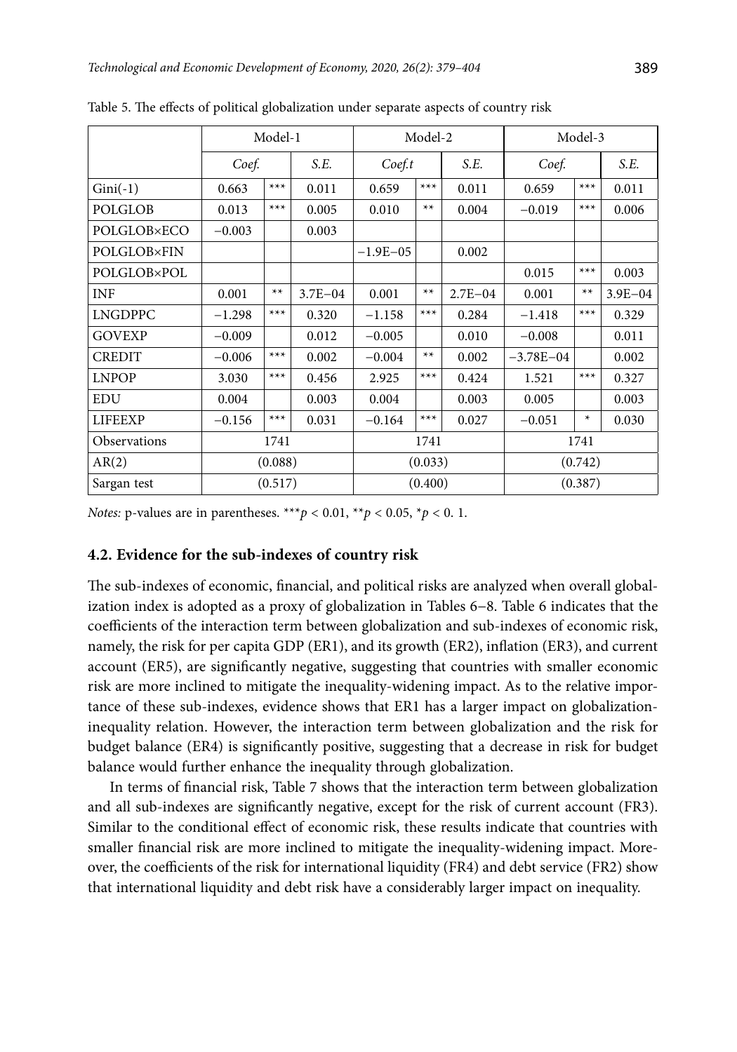Table 5. The effects of political globalization under separate aspects of country risk

| | Model-1 | | | Model-2 | | | Model-3 | | |
|---|---|---|---|---|---|---|---|---|---|
| | *Coef.* | | *S.E.* | *Coef.t* | | *S.E.* | *Coef.* | | *S.E.* |
| Gini(-1) | 0.663 | *** | 0.011 | 0.659 | *** | 0.011 | 0.659 | *** | 0.011 |
| POLGLOB | 0.013 | *** | 0.005 | 0.010 | ** | 0.004 | −0.019 | *** | 0.006 |
| POLGLOB×ECO | −0.003 | | 0.003 | | | | | | |
| POLGLOB×FIN | | | | −1.9E−05 | | 0.002 | | | |
| POLGLOB×POL | | | | | | | 0.015 | *** | 0.003 |
| INF | 0.001 | ** | 3.7E−04 | 0.001 | ** | 2.7E−04 | 0.001 | ** | 3.9E−04 |
| LNGDPPC | −1.298 | *** | 0.320 | −1.158 | *** | 0.284 | −1.418 | *** | 0.329 |
| GOVEXP | −0.009 | | 0.012 | −0.005 | | 0.010 | −0.008 | | 0.011 |
| CREDIT | −0.006 | *** | 0.002 | −0.004 | ** | 0.002 | −3.78E−04 | | 0.002 |
| LNPOP | 3.030 | *** | 0.456 | 2.925 | *** | 0.424 | 1.521 | *** | 0.327 |
| EDU | 0.004 | | 0.003 | 0.004 | | 0.003 | 0.005 | | 0.003 |
| LIFEEXP | −0.156 | *** | 0.031 | −0.164 | *** | 0.027 | −0.051 | * | 0.030 |
| Observations | 1741 | | | 1741 | | | 1741 | | |
| AR(2) | (0.088) | | | (0.033) | | | (0.742) | | |
| Sargan test | (0.517) | | | (0.400) | | | (0.387) | | |

*Notes:* p-values are in parentheses. ***$p < 0.01$, **$p < 0.05$, *$p < 0.1$.

### 4.2. Evidence for the sub-indexes of country risk

The sub-indexes of economic, financial, and political risks are analyzed when overall globalization index is adopted as a proxy of globalization in Tables 6–8. Table 6 indicates that the coefficients of the interaction term between globalization and sub-indexes of economic risk, namely, the risk for per capita GDP (ER1), and its growth (ER2), inflation (ER3), and current account (ER5), are significantly negative, suggesting that countries with smaller economic risk are more inclined to mitigate the inequality-widening impact. As to the relative importance of these sub-indexes, evidence shows that ER1 has a larger impact on globalization-inequality relation. However, the interaction term between globalization and the risk for budget balance (ER4) is significantly positive, suggesting that a decrease in risk for budget balance would further enhance the inequality through globalization.

In terms of financial risk, Table 7 shows that the interaction term between globalization and all sub-indexes are significantly negative, except for the risk of current account (FR3). Similar to the conditional effect of economic risk, these results indicate that countries with smaller financial risk are more inclined to mitigate the inequality-widening impact. Moreover, the coefficients of the risk for international liquidity (FR4) and debt service (FR2) show that international liquidity and debt risk have a considerably larger impact on inequality.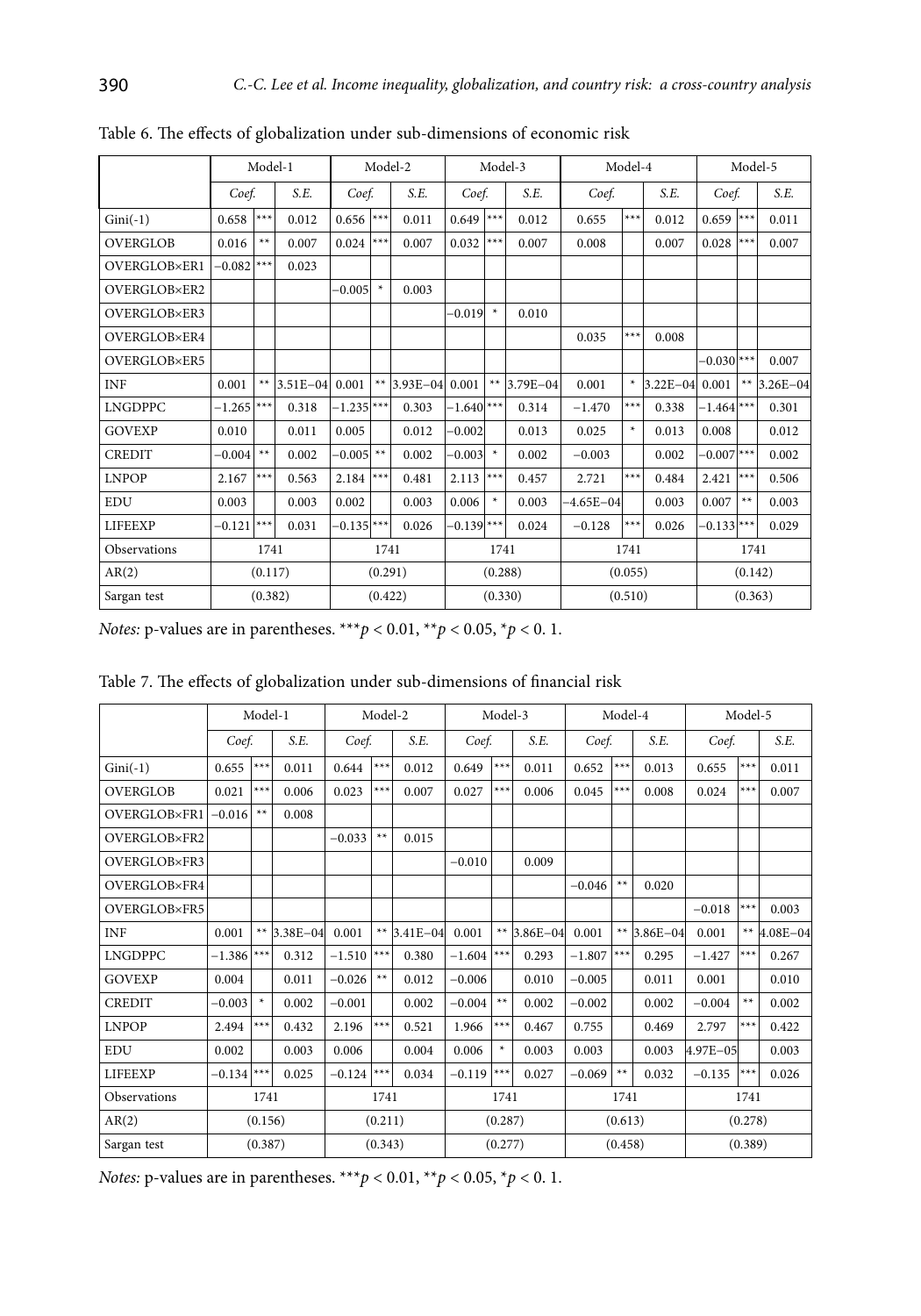Table 6. The effects of globalization under sub-dimensions of economic risk

| | Model-1 | | | Model-2 | | | Model-3 | | | Model-4 | | | Model-5 | | |
|---|---|---|---|---|---|---|---|---|---|---|---|---|---|---|---|
| | *Coef.* | | *S.E.* | *Coef.* | | *S.E.* | *Coef.* | | *S.E.* | *Coef.* | | *S.E.* | *Coef.* | | *S.E.* |
| Gini(-1) | 0.658 | *** | 0.012 | 0.656 | *** | 0.011 | 0.649 | *** | 0.012 | 0.655 | *** | 0.012 | 0.659 | *** | 0.011 |
| OVERGLOB | 0.016 | ** | 0.007 | 0.024 | *** | 0.007 | 0.032 | *** | 0.007 | 0.008 | | 0.007 | 0.028 | *** | 0.007 |
| OVERGLOB×ER1 | −0.082 | *** | 0.023 | | | | | | | | | | | | |
| OVERGLOB×ER2 | | | | −0.005 | * | 0.003 | | | | | | | | | |
| OVERGLOB×ER3 | | | | | | | −0.019 | * | 0.010 | | | | | | |
| OVERGLOB×ER4 | | | | | | | | | | 0.035 | *** | 0.008 | | | |
| OVERGLOB×ER5 | | | | | | | | | | | | | −0.030 | *** | 0.007 |
| INF | 0.001 | ** | 3.51E−04 | 0.001 | ** | 3.93E−04 | 0.001 | ** | 3.79E−04 | 0.001 | * | 3.22E−04 | 0.001 | ** | 3.26E−04 |
| LNGDPPC | −1.265 | *** | 0.318 | −1.235 | *** | 0.303 | −1.640 | *** | 0.314 | −1.470 | *** | 0.338 | −1.464 | *** | 0.301 |
| GOVEXP | 0.010 | | 0.011 | 0.005 | | 0.012 | −0.002 | | 0.013 | 0.025 | * | 0.013 | 0.008 | | 0.012 |
| CREDIT | −0.004 | ** | 0.002 | −0.005 | ** | 0.002 | −0.003 | * | 0.002 | −0.003 | | 0.002 | −0.007 | *** | 0.002 |
| LNPOP | 2.167 | *** | 0.563 | 2.184 | *** | 0.481 | 2.113 | *** | 0.457 | 2.721 | *** | 0.484 | 2.421 | *** | 0.506 |
| EDU | 0.003 | | 0.003 | 0.002 | | 0.003 | 0.006 | * | 0.003 | −4.65E−04 | | 0.003 | 0.007 | ** | 0.003 |
| LIFEEXP | −0.121 | *** | 0.031 | −0.135 | *** | 0.026 | −0.139 | *** | 0.024 | −0.128 | *** | 0.026 | −0.133 | *** | 0.029 |
| Observations | 1741 | | | 1741 | | | 1741 | | | 1741 | | | 1741 | | |
| AR(2) | (0.117) | | | (0.291) | | | (0.288) | | | (0.055) | | | (0.142) | | |
| Sargan test | (0.382) | | | (0.422) | | | (0.330) | | | (0.510) | | | (0.363) | | |

*Notes:* p-values are in parentheses. ***$p < 0.01$, **$p < 0.05$, *$p < 0.1$.

Table 7. The effects of globalization under sub-dimensions of financial risk

| | Model-1 | | | Model-2 | | | Model-3 | | | Model-4 | | | Model-5 | | |
|---|---|---|---|---|---|---|---|---|---|---|---|---|---|---|---|
| | *Coef.* | | *S.E.* | *Coef.* | | *S.E.* | *Coef.* | | *S.E.* | *Coef.* | | *S.E.* | *Coef.* | | *S.E.* |
| Gini(-1) | 0.655 | *** | 0.011 | 0.644 | *** | 0.012 | 0.649 | *** | 0.011 | 0.652 | *** | 0.013 | 0.655 | *** | 0.011 |
| OVERGLOB | 0.021 | *** | 0.006 | 0.023 | *** | 0.007 | 0.027 | *** | 0.006 | 0.045 | *** | 0.008 | 0.024 | *** | 0.007 |
| OVERGLOB×FR1 | −0.016 | ** | 0.008 | | | | | | | | | | | | |
| OVERGLOB×FR2 | | | | −0.033 | ** | 0.015 | | | | | | | | | |
| OVERGLOB×FR3 | | | | | | | −0.010 | | 0.009 | | | | | | |
| OVERGLOB×FR4 | | | | | | | | | | −0.046 | ** | 0.020 | | | |
| OVERGLOB×FR5 | | | | | | | | | | | | | −0.018 | *** | 0.003 |
| INF | 0.001 | ** | 3.38E−04 | 0.001 | ** | 3.41E−04 | 0.001 | ** | 3.86E−04 | 0.001 | ** | 3.86E−04 | 0.001 | ** | 4.08E−04 |
| LNGDPPC | −1.386 | *** | 0.312 | −1.510 | *** | 0.380 | −1.604 | *** | 0.293 | −1.807 | *** | 0.295 | −1.427 | *** | 0.267 |
| GOVEXP | 0.004 | | 0.011 | −0.026 | ** | 0.012 | −0.006 | | 0.010 | −0.005 | | 0.011 | 0.001 | | 0.010 |
| CREDIT | −0.003 | * | 0.002 | −0.001 | | 0.002 | −0.004 | ** | 0.002 | −0.002 | | 0.002 | −0.004 | ** | 0.002 |
| LNPOP | 2.494 | *** | 0.432 | 2.196 | *** | 0.521 | 1.966 | *** | 0.467 | 0.755 | | 0.469 | 2.797 | *** | 0.422 |
| EDU | 0.002 | | 0.003 | 0.006 | | 0.004 | 0.006 | * | 0.003 | 0.003 | | 0.003 | 4.97E−05 | | 0.003 |
| LIFEEXP | −0.134 | *** | 0.025 | −0.124 | *** | 0.034 | −0.119 | *** | 0.027 | −0.069 | ** | 0.032 | −0.135 | *** | 0.026 |
| Observations | 1741 | | | 1741 | | | 1741 | | | 1741 | | | 1741 | | |
| AR(2) | (0.156) | | | (0.211) | | | (0.287) | | | (0.613) | | | (0.278) | | |
| Sargan test | (0.387) | | | (0.343) | | | (0.277) | | | (0.458) | | | (0.389) | | |

*Notes:* p-values are in parentheses. ***$p < 0.01$, **$p < 0.05$, *$p < 0.1$.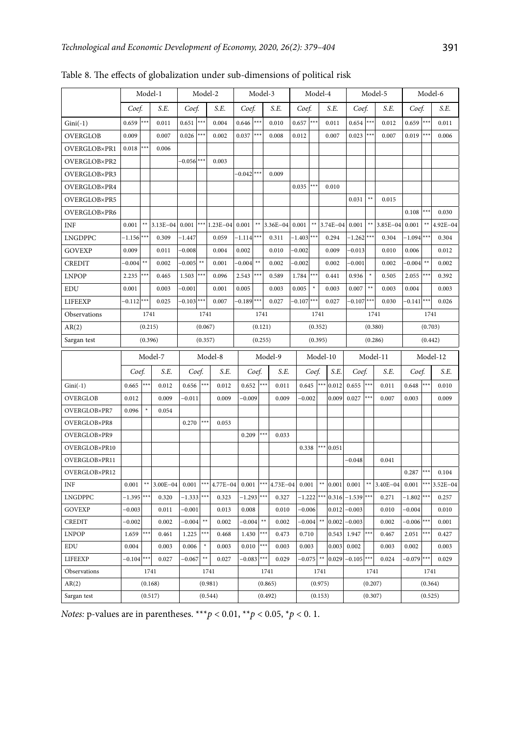Table 8. The effects of globalization under sub-dimensions of political risk

| | Model-1 | | | Model-2 | | | Model-3 | | | Model-4 | | | Model-5 | | | Model-6 | | |
|---|---|---|---|---|---|---|---|---|---|---|---|---|---|---|---|---|---|---|
| | *Coef.* | | *S.E.* | *Coef.* | | *S.E.* | *Coef.* | | *S.E.* | *Coef.* | | *S.E.* | *Coef.* | | *S.E.* | *Coef.* | | *S.E.* |
| Gini(-1) | 0.659 | *** | 0.011 | 0.651 | *** | 0.004 | 0.646 | *** | 0.010 | 0.657 | *** | 0.011 | 0.654 | *** | 0.012 | 0.659 | *** | 0.011 |
| OVERGLOB | 0.009 | | 0.007 | 0.026 | *** | 0.002 | 0.037 | *** | 0.008 | 0.012 | | 0.007 | 0.023 | *** | 0.007 | 0.019 | *** | 0.006 |
| OVERGLOB×PR1 | 0.018 | *** | 0.006 | | | | | | | | | | | | | | | |
| OVERGLOB×PR2 | | | | −0.056 | *** | 0.003 | | | | | | | | | | | | |
| OVERGLOB×PR3 | | | | | | | −0.042 | *** | 0.009 | | | | | | | | | |
| OVERGLOB×PR4 | | | | | | | | | | 0.035 | *** | 0.010 | | | | | | |
| OVERGLOB×PR5 | | | | | | | | | | | | | 0.031 | ** | 0.015 | | | |
| OVERGLOB×PR6 | | | | | | | | | | | | | | | | 0.108 | *** | 0.030 |
| INF | 0.001 | ** | 3.13E−04 | 0.001 | *** | 1.23E−04 | 0.001 | ** | 3.36E−04 | 0.001 | ** | 3.74E−04 | 0.001 | ** | 3.85E−04 | 0.001 | ** | 4.92E−04 |
| LNGDPPC | −1.156 | *** | 0.309 | −1.447 | | 0.059 | −1.114 | *** | 0.311 | −1.403 | *** | 0.294 | −1.262 | *** | 0.304 | −1.094 | *** | 0.304 |
| GOVEXP | 0.009 | | 0.011 | −0.008 | | 0.004 | 0.002 | | 0.010 | −0.002 | | 0.009 | −0.013 | | 0.010 | 0.006 | | 0.012 |
| CREDIT | −0.004 | ** | 0.002 | −0.005 | ** | 0.001 | −0.004 | ** | 0.002 | −0.002 | | 0.002 | −0.001 | | 0.002 | −0.004 | ** | 0.002 |
| LNPOP | 2.235 | *** | 0.465 | 1.503 | *** | 0.096 | 2.543 | *** | 0.589 | 1.784 | *** | 0.441 | 0.936 | * | 0.505 | 2.055 | *** | 0.392 |
| EDU | 0.001 | | 0.003 | −0.001 | | 0.001 | 0.005 | | 0.003 | 0.005 | * | 0.003 | 0.007 | ** | 0.003 | 0.004 | | 0.003 |
| LIFEEXP | −0.112 | *** | 0.025 | −0.103 | *** | 0.007 | −0.189 | *** | 0.027 | −0.107 | *** | 0.027 | −0.107 | *** | 0.030 | −0.141 | *** | 0.026 |
| Observations | 1741 | | | 1741 | | | 1741 | | | 1741 | | | 1741 | | | 1741 | | |
| AR(2) | (0.215) | | | (0.067) | | | (0.121) | | | (0.352) | | | (0.380) | | | (0.703) | | |
| Sargan test | (0.396) | | | (0.357) | | | (0.255) | | | (0.395) | | | (0.286) | | | (0.442) | | |

| | Model-7 | | | Model-8 | | | Model-9 | | | Model-10 | | | Model-11 | | | Model-12 | | |
|---|---|---|---|---|---|---|---|---|---|---|---|---|---|---|---|---|---|---|
| | *Coef.* | | *S.E.* | *Coef.* | | *S.E.* | *Coef.* | | *S.E.* | *Coef.* | | *S.E.* | *Coef.* | | *S.E.* | *Coef.* | | *S.E.* |
| Gini(-1) | 0.665 | *** | 0.012 | 0.656 | *** | 0.012 | 0.652 | *** | 0.011 | 0.645 | *** | 0.012 | 0.655 | *** | 0.011 | 0.648 | *** | 0.010 |
| OVERGLOB | 0.012 | | 0.009 | −0.011 | | 0.009 | −0.009 | | 0.009 | −0.002 | | 0.009 | 0.027 | *** | 0.007 | 0.003 | | 0.009 |
| OVERGLOB×PR7 | 0.096 | * | 0.054 | | | | | | | | | | | | | | | |
| OVERGLOB×PR8 | | | | 0.270 | *** | 0.053 | | | | | | | | | | | | |
| OVERGLOB×PR9 | | | | | | | 0.209 | *** | 0.033 | | | | | | | | | |
| OVERGLOB×PR10 | | | | | | | | | | 0.338 | *** | 0.051 | | | | | | |
| OVERGLOB×PR11 | | | | | | | | | | | | | −0.048 | | 0.041 | | | |
| OVERGLOB×PR12 | | | | | | | | | | | | | | | | 0.287 | *** | 0.104 |
| INF | 0.001 | ** | 3.00E−04 | 0.001 | *** | 4.77E−04 | 0.001 | *** | 4.73E−04 | 0.001 | ** | 0.001 | 0.001 | ** | 3.40E−04 | 0.001 | *** | 3.52E−04 |
| LNGDPPC | −1.395 | *** | 0.320 | −1.333 | *** | 0.323 | −1.293 | *** | 0.327 | −1.222 | *** | 0.316 | −1.539 | *** | 0.271 | −1.802 | *** | 0.257 |
| GOVEXP | −0.003 | | 0.011 | −0.001 | | 0.013 | 0.008 | | 0.010 | −0.006 | | 0.012 | −0.003 | | 0.010 | −0.004 | | 0.010 |
| CREDIT | −0.002 | | 0.002 | −0.004 | ** | 0.002 | −0.004 | ** | 0.002 | −0.004 | ** | 0.002 | −0.003 | | 0.002 | −0.006 | *** | 0.001 |
| LNPOP | 1.659 | *** | 0.461 | 1.225 | *** | 0.468 | 1.430 | *** | 0.473 | 0.710 | | 0.543 | 1.947 | *** | 0.467 | 2.051 | *** | 0.427 |
| EDU | 0.004 | | 0.003 | 0.006 | * | 0.003 | 0.010 | *** | 0.003 | 0.003 | | 0.003 | 0.002 | | 0.003 | 0.002 | | 0.003 |
| LIFEEXP | −0.104 | *** | 0.027 | −0.067 | ** | 0.027 | −0.083 | *** | 0.029 | −0.075 | ** | 0.029 | −0.105 | *** | 0.024 | −0.079 | *** | 0.029 |
| Observations | 1741 | | | 1741 | | | 1741 | | | 1741 | | | 1741 | | | 1741 | | |
| AR(2) | (0.168) | | | (0.981) | | | (0.865) | | | (0.975) | | | (0.207) | | | (0.364) | | |
| Sargan test | (0.517) | | | (0.544) | | | (0.492) | | | (0.153) | | | (0.307) | | | (0.525) | | |

*Notes:* p-values are in parentheses. ***$p < 0.01$, **$p < 0.05$, *$p < 0.1$.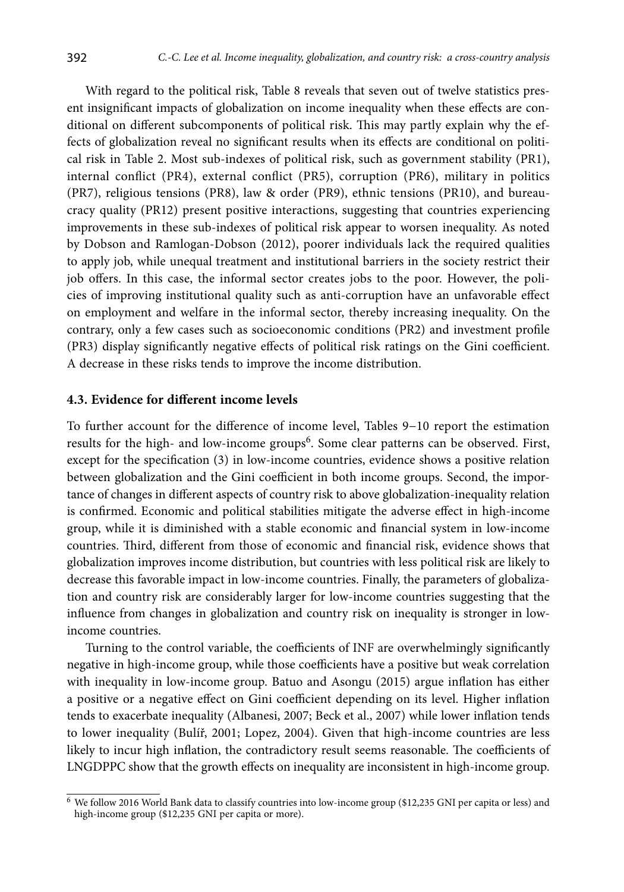With regard to the political risk, Table 8 reveals that seven out of twelve statistics present insignificant impacts of globalization on income inequality when these effects are conditional on different subcomponents of political risk. This may partly explain why the effects of globalization reveal no significant results when its effects are conditional on political risk in Table 2. Most sub-indexes of political risk, such as government stability (PR1), internal conflict (PR4), external conflict (PR5), corruption (PR6), military in politics (PR7), religious tensions (PR8), law & order (PR9), ethnic tensions (PR10), and bureaucracy quality (PR12) present positive interactions, suggesting that countries experiencing improvements in these sub-indexes of political risk appear to worsen inequality. As noted by Dobson and Ramlogan-Dobson (2012), poorer individuals lack the required qualities to apply job, while unequal treatment and institutional barriers in the society restrict their job offers. In this case, the informal sector creates jobs to the poor. However, the policies of improving institutional quality such as anti-corruption have an unfavorable effect on employment and welfare in the informal sector, thereby increasing inequality. On the contrary, only a few cases such as socioeconomic conditions (PR2) and investment profile (PR3) display significantly negative effects of political risk ratings on the Gini coefficient. A decrease in these risks tends to improve the income distribution.

### 4.3. Evidence for different income levels

To further account for the difference of income level, Tables 9–10 report the estimation results for the high- and low-income groups[6]. Some clear patterns can be observed. First, except for the specification (3) in low-income countries, evidence shows a positive relation between globalization and the Gini coefficient in both income groups. Second, the importance of changes in different aspects of country risk to above globalization-inequality relation is confirmed. Economic and political stabilities mitigate the adverse effect in high-income group, while it is diminished with a stable economic and financial system in low-income countries. Third, different from those of economic and financial risk, evidence shows that globalization improves income distribution, but countries with less political risk are likely to decrease this favorable impact in low-income countries. Finally, the parameters of globalization and country risk are considerably larger for low-income countries suggesting that the influence from changes in globalization and country risk on inequality is stronger in low-income countries.

Turning to the control variable, the coefficients of INF are overwhelmingly significantly negative in high-income group, while those coefficients have a positive but weak correlation with inequality in low-income group. Batuo and Asongu (2015) argue inflation has either a positive or a negative effect on Gini coefficient depending on its level. Higher inflation tends to exacerbate inequality (Albanesi, 2007; Beck et al., 2007) while lower inflation tends to lower inequality (Bulíř, 2001; Lopez, 2004). Given that high-income countries are less likely to incur high inflation, the contradictory result seems reasonable. The coefficients of LNGDPPC show that the growth effects on inequality are inconsistent in high-income group.

[6] We follow 2016 World Bank data to classify countries into low-income group ($12,235 GNI per capita or less) and high-income group ($12,235 GNI per capita or more).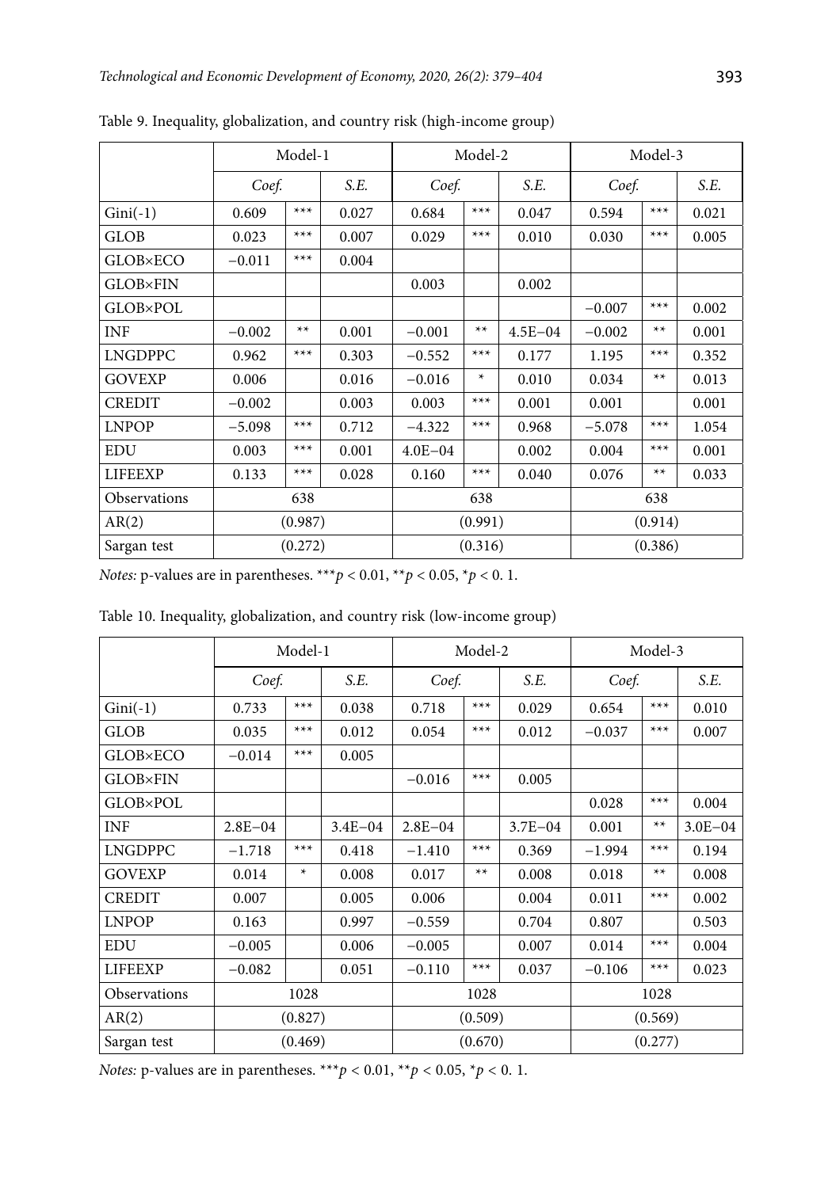Table 9. Inequality, globalization, and country risk (high-income group)

| | Model-1 | | | Model-2 | | | Model-3 | | |
|---|---|---|---|---|---|---|---|---|---|
| | *Coef.* | | *S.E.* | *Coef.* | | *S.E.* | *Coef.* | | *S.E.* |
| Gini(-1) | 0.609 | *** | 0.027 | 0.684 | *** | 0.047 | 0.594 | *** | 0.021 |
| GLOB | 0.023 | *** | 0.007 | 0.029 | *** | 0.010 | 0.030 | *** | 0.005 |
| GLOB×ECO | −0.011 | *** | 0.004 | | | | | | |
| GLOB×FIN | | | | 0.003 | | 0.002 | | | |
| GLOB×POL | | | | | | | −0.007 | *** | 0.002 |
| INF | −0.002 | ** | 0.001 | −0.001 | ** | 4.5E−04 | −0.002 | ** | 0.001 |
| LNGDPPC | 0.962 | *** | 0.303 | −0.552 | *** | 0.177 | 1.195 | *** | 0.352 |
| GOVEXP | 0.006 | | 0.016 | −0.016 | * | 0.010 | 0.034 | ** | 0.013 |
| CREDIT | −0.002 | | 0.003 | 0.003 | *** | 0.001 | 0.001 | | 0.001 |
| LNPOP | −5.098 | *** | 0.712 | −4.322 | *** | 0.968 | −5.078 | *** | 1.054 |
| EDU | 0.003 | *** | 0.001 | 4.0E−04 | | 0.002 | 0.004 | *** | 0.001 |
| LIFEEXP | 0.133 | *** | 0.028 | 0.160 | *** | 0.040 | 0.076 | ** | 0.033 |
| Observations | 638 | | | 638 | | | 638 | | |
| AR(2) | (0.987) | | | (0.991) | | | (0.914) | | |
| Sargan test | (0.272) | | | (0.316) | | | (0.386) | | |

*Notes:* p-values are in parentheses. \*\*\*$p < 0.01$, \*\*$p < 0.05$, \*$p < 0.1$.

Table 10. Inequality, globalization, and country risk (low-income group)

| | Model-1 | | | Model-2 | | | Model-3 | | |
|---|---|---|---|---|---|---|---|---|---|
| | *Coef.* | | *S.E.* | *Coef.* | | *S.E.* | *Coef.* | | *S.E.* |
| Gini(-1) | 0.733 | *** | 0.038 | 0.718 | *** | 0.029 | 0.654 | *** | 0.010 |
| GLOB | 0.035 | *** | 0.012 | 0.054 | *** | 0.012 | −0.037 | *** | 0.007 |
| GLOB×ECO | −0.014 | *** | 0.005 | | | | | | |
| GLOB×FIN | | | | −0.016 | *** | 0.005 | | | |
| GLOB×POL | | | | | | | 0.028 | *** | 0.004 |
| INF | 2.8E−04 | | 3.4E−04 | 2.8E−04 | | 3.7E−04 | 0.001 | ** | 3.0E−04 |
| LNGDPPC | −1.718 | *** | 0.418 | −1.410 | *** | 0.369 | −1.994 | *** | 0.194 |
| GOVEXP | 0.014 | * | 0.008 | 0.017 | ** | 0.008 | 0.018 | ** | 0.008 |
| CREDIT | 0.007 | | 0.005 | 0.006 | | 0.004 | 0.011 | *** | 0.002 |
| LNPOP | 0.163 | | 0.997 | −0.559 | | 0.704 | 0.807 | | 0.503 |
| EDU | −0.005 | | 0.006 | −0.005 | | 0.007 | 0.014 | *** | 0.004 |
| LIFEEXP | −0.082 | | 0.051 | −0.110 | *** | 0.037 | −0.106 | *** | 0.023 |
| Observations | 1028 | | | 1028 | | | 1028 | | |
| AR(2) | (0.827) | | | (0.509) | | | (0.569) | | |
| Sargan test | (0.469) | | | (0.670) | | | (0.277) | | |

*Notes:* p-values are in parentheses. \*\*\*$p < 0.01$, \*\*$p < 0.05$, \*$p < 0.1$.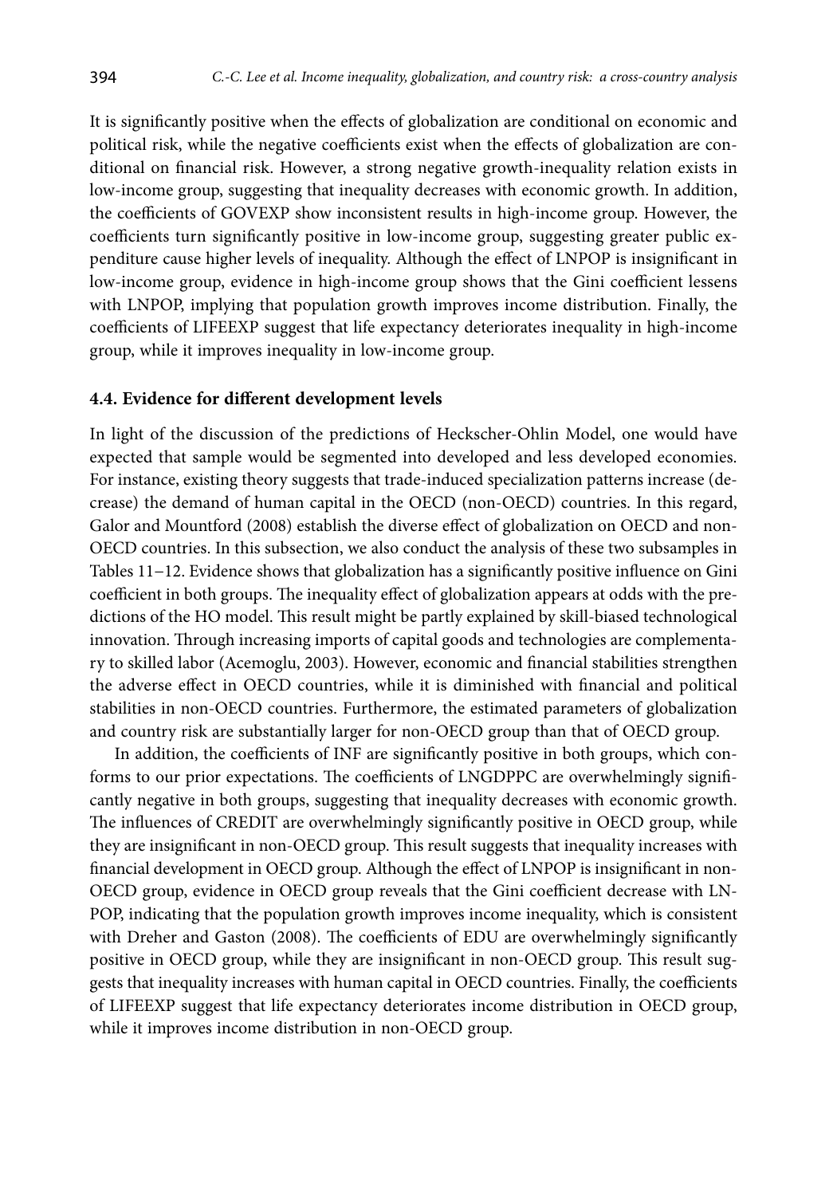It is significantly positive when the effects of globalization are conditional on economic and political risk, while the negative coefficients exist when the effects of globalization are conditional on financial risk. However, a strong negative growth-inequality relation exists in low-income group, suggesting that inequality decreases with economic growth. In addition, the coefficients of GOVEXP show inconsistent results in high-income group. However, the coefficients turn significantly positive in low-income group, suggesting greater public expenditure cause higher levels of inequality. Although the effect of LNPOP is insignificant in low-income group, evidence in high-income group shows that the Gini coefficient lessens with LNPOP, implying that population growth improves income distribution. Finally, the coefficients of LIFEEXP suggest that life expectancy deteriorates inequality in high-income group, while it improves inequality in low-income group.

### 4.4. Evidence for different development levels

In light of the discussion of the predictions of Heckscher-Ohlin Model, one would have expected that sample would be segmented into developed and less developed economies. For instance, existing theory suggests that trade-induced specialization patterns increase (decrease) the demand of human capital in the OECD (non-OECD) countries. In this regard, Galor and Mountford (2008) establish the diverse effect of globalization on OECD and non-OECD countries. In this subsection, we also conduct the analysis of these two subsamples in Tables 11–12. Evidence shows that globalization has a significantly positive influence on Gini coefficient in both groups. The inequality effect of globalization appears at odds with the predictions of the HO model. This result might be partly explained by skill-biased technological innovation. Through increasing imports of capital goods and technologies are complementary to skilled labor (Acemoglu, 2003). However, economic and financial stabilities strengthen the adverse effect in OECD countries, while it is diminished with financial and political stabilities in non-OECD countries. Furthermore, the estimated parameters of globalization and country risk are substantially larger for non-OECD group than that of OECD group.

In addition, the coefficients of INF are significantly positive in both groups, which conforms to our prior expectations. The coefficients of LNGDPPC are overwhelmingly significantly negative in both groups, suggesting that inequality decreases with economic growth. The influences of CREDIT are overwhelmingly significantly positive in OECD group, while they are insignificant in non-OECD group. This result suggests that inequality increases with financial development in OECD group. Although the effect of LNPOP is insignificant in non-OECD group, evidence in OECD group reveals that the Gini coefficient decrease with LNPOP, indicating that the population growth improves income inequality, which is consistent with Dreher and Gaston (2008). The coefficients of EDU are overwhelmingly significantly positive in OECD group, while they are insignificant in non-OECD group. This result suggests that inequality increases with human capital in OECD countries. Finally, the coefficients of LIFEEXP suggest that life expectancy deteriorates income distribution in OECD group, while it improves income distribution in non-OECD group.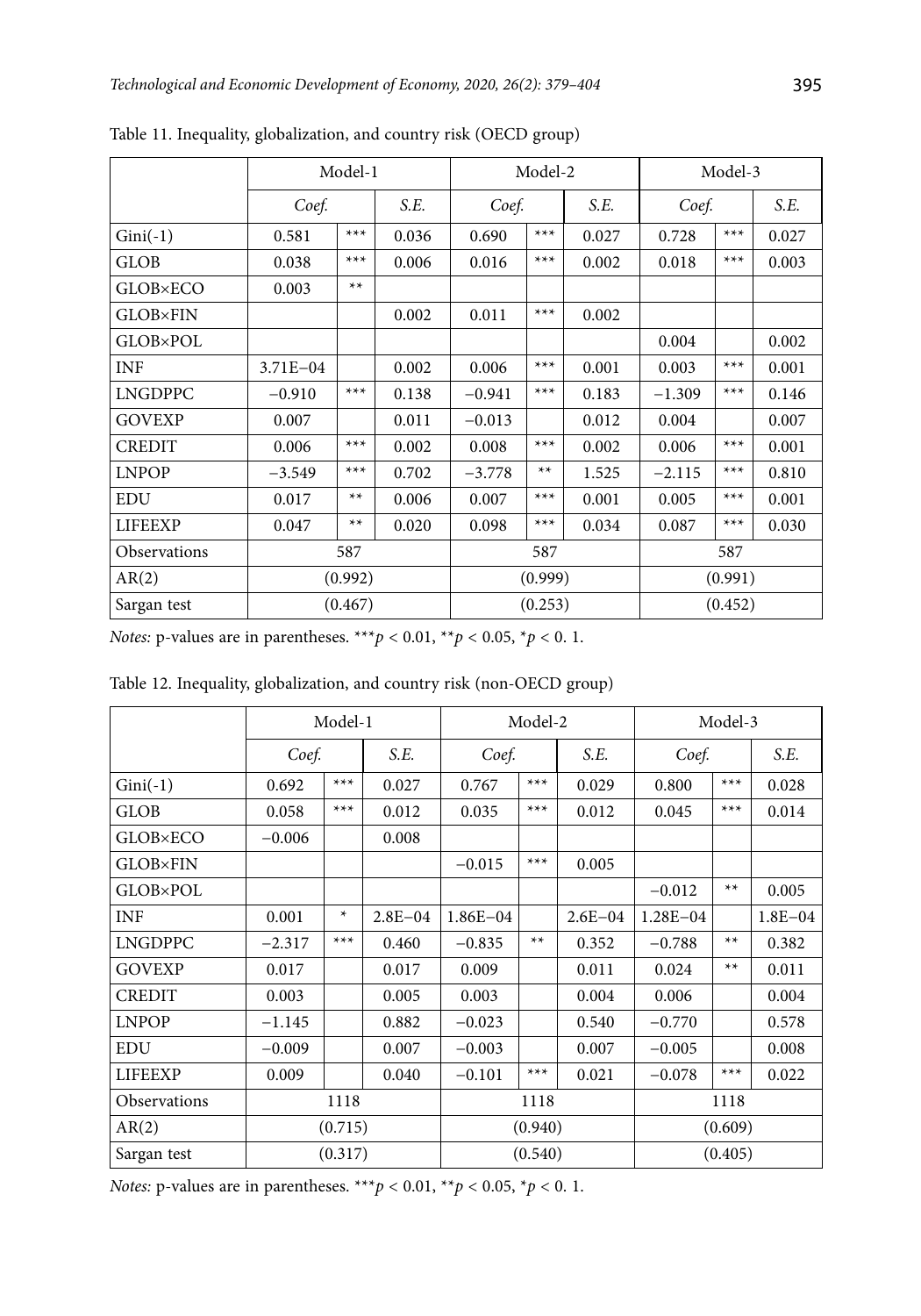Table 11. Inequality, globalization, and country risk (OECD group)

| | Model-1 | | | Model-2 | | | Model-3 | | |
|---|---|---|---|---|---|---|---|---|---|
| | *Coef.* | | *S.E.* | *Coef.* | | *S.E.* | *Coef.* | | *S.E.* |
| Gini(-1) | 0.581 | *** | 0.036 | 0.690 | *** | 0.027 | 0.728 | *** | 0.027 |
| GLOB | 0.038 | *** | 0.006 | 0.016 | *** | 0.002 | 0.018 | *** | 0.003 |
| GLOB×ECO | 0.003 | ** | | | | | | | |
| GLOB×FIN | | | 0.002 | 0.011 | *** | 0.002 | | | |
| GLOB×POL | | | | | | | 0.004 | | 0.002 |
| INF | 3.71E−04 | | 0.002 | 0.006 | *** | 0.001 | 0.003 | *** | 0.001 |
| LNGDPPC | −0.910 | *** | 0.138 | −0.941 | *** | 0.183 | −1.309 | *** | 0.146 |
| GOVEXP | 0.007 | | 0.011 | −0.013 | | 0.012 | 0.004 | | 0.007 |
| CREDIT | 0.006 | *** | 0.002 | 0.008 | *** | 0.002 | 0.006 | *** | 0.001 |
| LNPOP | −3.549 | *** | 0.702 | −3.778 | ** | 1.525 | −2.115 | *** | 0.810 |
| EDU | 0.017 | ** | 0.006 | 0.007 | *** | 0.001 | 0.005 | *** | 0.001 |
| LIFEEXP | 0.047 | ** | 0.020 | 0.098 | *** | 0.034 | 0.087 | *** | 0.030 |
| Observations | 587 | | | 587 | | | 587 | | |
| AR(2) | (0.992) | | | (0.999) | | | (0.991) | | |
| Sargan test | (0.467) | | | (0.253) | | | (0.452) | | |

*Notes:* p-values are in parentheses. ***$p < 0.01$, **$p < 0.05$, *$p < 0.1$.

Table 12. Inequality, globalization, and country risk (non-OECD group)

| | Model-1 | | | Model-2 | | | Model-3 | | |
|---|---|---|---|---|---|---|---|---|---|
| | *Coef.* | | *S.E.* | *Coef.* | | *S.E.* | *Coef.* | | *S.E.* |
| Gini(-1) | 0.692 | *** | 0.027 | 0.767 | *** | 0.029 | 0.800 | *** | 0.028 |
| GLOB | 0.058 | *** | 0.012 | 0.035 | *** | 0.012 | 0.045 | *** | 0.014 |
| GLOB×ECO | −0.006 | | 0.008 | | | | | | |
| GLOB×FIN | | | | −0.015 | *** | 0.005 | | | |
| GLOB×POL | | | | | | | −0.012 | ** | 0.005 |
| INF | 0.001 | * | 2.8E−04 | 1.86E−04 | | 2.6E−04 | 1.28E−04 | | 1.8E−04 |
| LNGDPPC | −2.317 | *** | 0.460 | −0.835 | ** | 0.352 | −0.788 | ** | 0.382 |
| GOVEXP | 0.017 | | 0.017 | 0.009 | | 0.011 | 0.024 | ** | 0.011 |
| CREDIT | 0.003 | | 0.005 | 0.003 | | 0.004 | 0.006 | | 0.004 |
| LNPOP | −1.145 | | 0.882 | −0.023 | | 0.540 | −0.770 | | 0.578 |
| EDU | −0.009 | | 0.007 | −0.003 | | 0.007 | −0.005 | | 0.008 |
| LIFEEXP | 0.009 | | 0.040 | −0.101 | *** | 0.021 | −0.078 | *** | 0.022 |
| Observations | 1118 | | | 1118 | | | 1118 | | |
| AR(2) | (0.715) | | | (0.940) | | | (0.609) | | |
| Sargan test | (0.317) | | | (0.540) | | | (0.405) | | |

*Notes:* p-values are in parentheses. ***$p < 0.01$, **$p < 0.05$, *$p < 0.1$.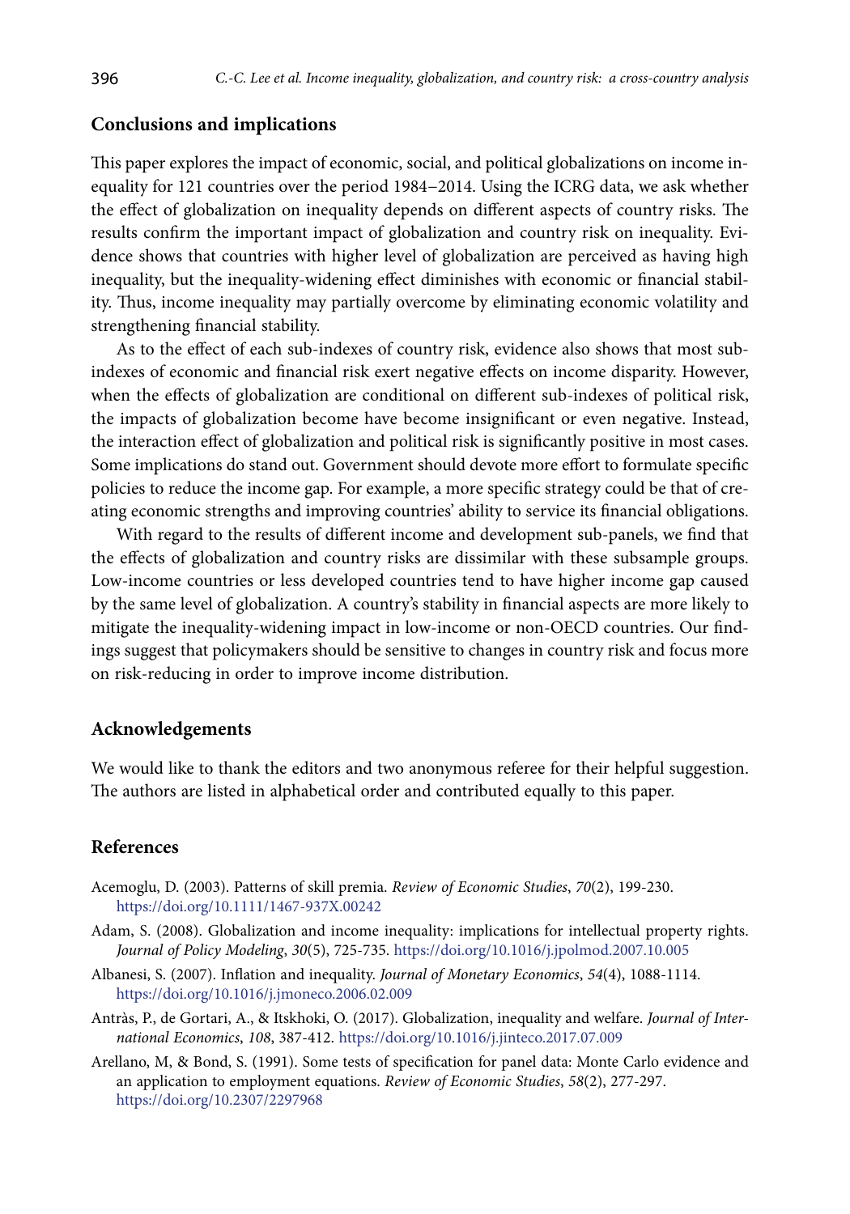## Conclusions and implications

This paper explores the impact of economic, social, and political globalizations on income inequality for 121 countries over the period 1984−2014. Using the ICRG data, we ask whether the effect of globalization on inequality depends on different aspects of country risks. The results confirm the important impact of globalization and country risk on inequality. Evidence shows that countries with higher level of globalization are perceived as having high inequality, but the inequality-widening effect diminishes with economic or financial stability. Thus, income inequality may partially overcome by eliminating economic volatility and strengthening financial stability.

As to the effect of each sub-indexes of country risk, evidence also shows that most sub-indexes of economic and financial risk exert negative effects on income disparity. However, when the effects of globalization are conditional on different sub-indexes of political risk, the impacts of globalization become have become insignificant or even negative. Instead, the interaction effect of globalization and political risk is significantly positive in most cases. Some implications do stand out. Government should devote more effort to formulate specific policies to reduce the income gap. For example, a more specific strategy could be that of creating economic strengths and improving countries' ability to service its financial obligations.

With regard to the results of different income and development sub-panels, we find that the effects of globalization and country risks are dissimilar with these subsample groups. Low-income countries or less developed countries tend to have higher income gap caused by the same level of globalization. A country's stability in financial aspects are more likely to mitigate the inequality-widening impact in low-income or non-OECD countries. Our findings suggest that policymakers should be sensitive to changes in country risk and focus more on risk-reducing in order to improve income distribution.

## Acknowledgements

We would like to thank the editors and two anonymous referee for their helpful suggestion. The authors are listed in alphabetical order and contributed equally to this paper.

## References

Acemoglu, D. (2003). Patterns of skill premia. *Review of Economic Studies*, *70*(2), 199-230. https://doi.org/10.1111/1467-937X.00242

Adam, S. (2008). Globalization and income inequality: implications for intellectual property rights. *Journal of Policy Modeling*, *30*(5), 725-735. https://doi.org/10.1016/j.jpolmod.2007.10.005

Albanesi, S. (2007). Inflation and inequality. *Journal of Monetary Economics*, *54*(4), 1088-1114. https://doi.org/10.1016/j.jmoneco.2006.02.009

Antràs, P., de Gortari, A., & Itskhoki, O. (2017). Globalization, inequality and welfare. *Journal of International Economics*, *108*, 387-412. https://doi.org/10.1016/j.jinteco.2017.07.009

Arellano, M, & Bond, S. (1991). Some tests of specification for panel data: Monte Carlo evidence and an application to employment equations. *Review of Economic Studies*, *58*(2), 277-297. https://doi.org/10.2307/2297968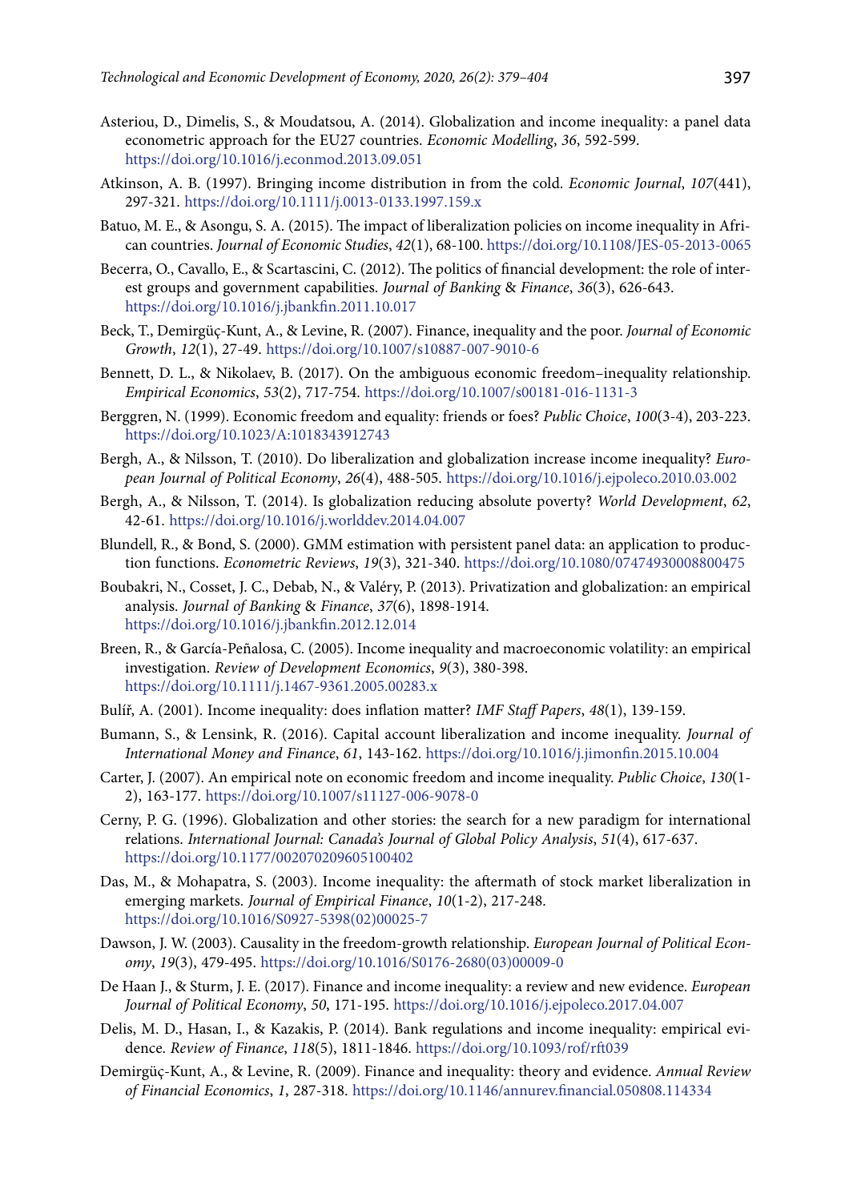Asteriou, D., Dimelis, S., & Moudatsou, A. (2014). Globalization and income inequality: a panel data econometric approach for the EU27 countries. *Economic Modelling*, *36*, 592-599. https://doi.org/10.1016/j.econmod.2013.09.051

Atkinson, A. B. (1997). Bringing income distribution in from the cold. *Economic Journal*, *107*(441), 297-321. https://doi.org/10.1111/j.0013-0133.1997.159.x

Batuo, M. E., & Asongu, S. A. (2015). The impact of liberalization policies on income inequality in African countries. *Journal of Economic Studies*, *42*(1), 68-100. https://doi.org/10.1108/JES-05-2013-0065

Becerra, O., Cavallo, E., & Scartascini, C. (2012). The politics of financial development: the role of interest groups and government capabilities. *Journal of Banking & Finance*, *36*(3), 626-643. https://doi.org/10.1016/j.jbankfin.2011.10.017

Beck, T., Demirgüç-Kunt, A., & Levine, R. (2007). Finance, inequality and the poor. *Journal of Economic Growth*, *12*(1), 27-49. https://doi.org/10.1007/s10887-007-9010-6

Bennett, D. L., & Nikolaev, B. (2017). On the ambiguous economic freedom–inequality relationship. *Empirical Economics*, *53*(2), 717-754. https://doi.org/10.1007/s00181-016-1131-3

Berggren, N. (1999). Economic freedom and equality: friends or foes? *Public Choice*, *100*(3-4), 203-223. https://doi.org/10.1023/A:1018343912743

Bergh, A., & Nilsson, T. (2010). Do liberalization and globalization increase income inequality? *European Journal of Political Economy*, *26*(4), 488-505. https://doi.org/10.1016/j.ejpoleco.2010.03.002

Bergh, A., & Nilsson, T. (2014). Is globalization reducing absolute poverty? *World Development*, *62*, 42-61. https://doi.org/10.1016/j.worlddev.2014.04.007

Blundell, R., & Bond, S. (2000). GMM estimation with persistent panel data: an application to production functions. *Econometric Reviews*, *19*(3), 321-340. https://doi.org/10.1080/07474930008800475

Boubakri, N., Cosset, J. C., Debab, N., & Valéry, P. (2013). Privatization and globalization: an empirical analysis. *Journal of Banking & Finance*, *37*(6), 1898-1914. https://doi.org/10.1016/j.jbankfin.2012.12.014

Breen, R., & García-Peñalosa, C. (2005). Income inequality and macroeconomic volatility: an empirical investigation. *Review of Development Economics*, *9*(3), 380-398. https://doi.org/10.1111/j.1467-9361.2005.00283.x

Bulíř, A. (2001). Income inequality: does inflation matter? *IMF Staff Papers*, *48*(1), 139-159.

Bumann, S., & Lensink, R. (2016). Capital account liberalization and income inequality. *Journal of International Money and Finance*, *61*, 143-162. https://doi.org/10.1016/j.jimonfin.2015.10.004

Carter, J. (2007). An empirical note on economic freedom and income inequality. *Public Choice*, *130*(1-2), 163-177. https://doi.org/10.1007/s11127-006-9078-0

Cerny, P. G. (1996). Globalization and other stories: the search for a new paradigm for international relations. *International Journal: Canada's Journal of Global Policy Analysis*, *51*(4), 617-637. https://doi.org/10.1177/002070209605100402

Das, M., & Mohapatra, S. (2003). Income inequality: the aftermath of stock market liberalization in emerging markets. *Journal of Empirical Finance*, *10*(1-2), 217-248. https://doi.org/10.1016/S0927-5398(02)00025-7

Dawson, J. W. (2003). Causality in the freedom-growth relationship. *European Journal of Political Economy*, *19*(3), 479-495. https://doi.org/10.1016/S0176-2680(03)00009-0

De Haan J., & Sturm, J. E. (2017). Finance and income inequality: a review and new evidence. *European Journal of Political Economy*, *50*, 171-195. https://doi.org/10.1016/j.ejpoleco.2017.04.007

Delis, M. D., Hasan, I., & Kazakis, P. (2014). Bank regulations and income inequality: empirical evidence. *Review of Finance*, *118*(5), 1811-1846. https://doi.org/10.1093/rof/rft039

Demirgüç-Kunt, A., & Levine, R. (2009). Finance and inequality: theory and evidence. *Annual Review of Financial Economics*, *1*, 287-318. https://doi.org/10.1146/annurev.financial.050808.114334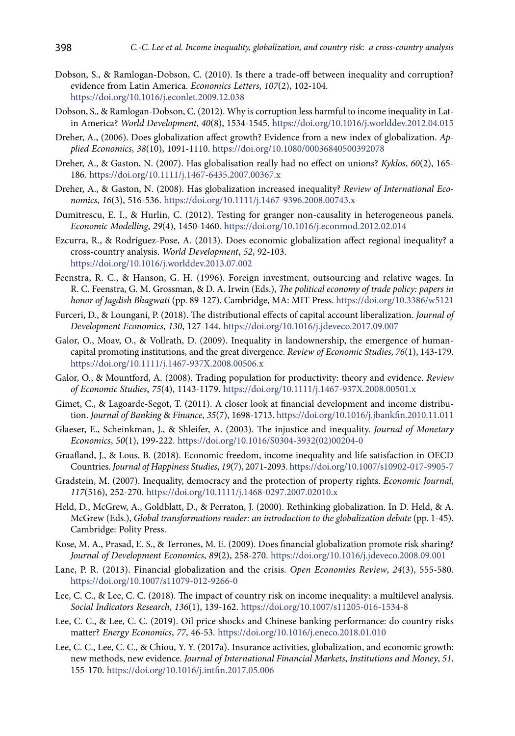Dobson, S., & Ramlogan-Dobson, C. (2010). Is there a trade-off between inequality and corruption? evidence from Latin America. *Economics Letters*, *107*(2), 102-104. https://doi.org/10.1016/j.econlet.2009.12.038

Dobson, S., & Ramlogan-Dobson, C. (2012). Why is corruption less harmful to income inequality in Latin America? *World Development*, *40*(8), 1534-1545. https://doi.org/10.1016/j.worlddev.2012.04.015

Dreher, A., (2006). Does globalization affect growth? Evidence from a new index of globalization. *Applied Economics*, *38*(10), 1091-1110. https://doi.org/10.1080/00036840500392078

Dreher, A., & Gaston, N. (2007). Has globalisation really had no effect on unions? *Kyklos*, *60*(2), 165-186. https://doi.org/10.1111/j.1467-6435.2007.00367.x

Dreher, A., & Gaston, N. (2008). Has globalization increased inequality? *Review of International Economics*, *16*(3), 516-536. https://doi.org/10.1111/j.1467-9396.2008.00743.x

Dumitrescu, E. I., & Hurlin, C. (2012). Testing for granger non-causality in heterogeneous panels. *Economic Modelling*, *29*(4), 1450-1460. https://doi.org/10.1016/j.econmod.2012.02.014

Ezcurra, R., & Rodríguez-Pose, A. (2013). Does economic globalization affect regional inequality? a cross-country analysis. *World Development*, *52*, 92-103. https://doi.org/10.1016/j.worlddev.2013.07.002

Feenstra, R. C., & Hanson, G. H. (1996). Foreign investment, outsourcing and relative wages. In R. C. Feenstra, G. M. Grossman, & D. A. Irwin (Eds.), *The political economy of trade policy: papers in honor of Jagdish Bhagwati* (pp. 89-127). Cambridge, MA: MIT Press. https://doi.org/10.3386/w5121

Furceri, D., & Loungani, P. (2018). The distributional effects of capital account liberalization. *Journal of Development Economics*, *130*, 127-144. https://doi.org/10.1016/j.jdeveco.2017.09.007

Galor, O., Moav, O., & Vollrath, D. (2009). Inequality in landownership, the emergence of human-capital promoting institutions, and the great divergence. *Review of Economic Studies*, *76*(1), 143-179. https://doi.org/10.1111/j.1467-937X.2008.00506.x

Galor, O., & Mountford, A. (2008). Trading population for productivity: theory and evidence. *Review of Economic Studies*, *75*(4), 1143-1179. https://doi.org/10.1111/j.1467-937X.2008.00501.x

Gimet, C., & Lagoarde-Segot, T. (2011). A closer look at financial development and income distribution. *Journal of Banking & Finance*, *35*(7), 1698-1713. https://doi.org/10.1016/j.jbankfin.2010.11.011

Glaeser, E., Scheinkman, J., & Shleifer, A. (2003). The injustice and inequality. *Journal of Monetary Economics*, *50*(1), 199-222. https://doi.org/10.1016/S0304-3932(02)00204-0

Graafland, J., & Lous, B. (2018). Economic freedom, income inequality and life satisfaction in OECD Countries. *Journal of Happiness Studies*, *19*(7), 2071-2093. https://doi.org/10.1007/s10902-017-9905-7

Gradstein, M. (2007). Inequality, democracy and the protection of property rights. *Economic Journal*, *117*(516), 252-270. https://doi.org/10.1111/j.1468-0297.2007.02010.x

Held, D., McGrew, A., Goldblatt, D., & Perraton, J. (2000). Rethinking globalization. In D. Held, & A. McGrew (Eds.), *Global transformations reader: an introduction to the globalization debate* (pp. 1-45). Cambridge: Polity Press.

Kose, M. A., Prasad, E. S., & Terrones, M. E. (2009). Does financial globalization promote risk sharing? *Journal of Development Economics*, *89*(2), 258-270. https://doi.org/10.1016/j.jdeveco.2008.09.001

Lane, P. R. (2013). Financial globalization and the crisis. *Open Economies Review*, *24*(3), 555-580. https://doi.org/10.1007/s11079-012-9266-0

Lee, C. C., & Lee, C. C. (2018). The impact of country risk on income inequality: a multilevel analysis. *Social Indicators Research*, *136*(1), 139-162. https://doi.org/10.1007/s11205-016-1534-8

Lee, C. C., & Lee, C. C. (2019). Oil price shocks and Chinese banking performance: do country risks matter? *Energy Economics*, *77*, 46-53. https://doi.org/10.1016/j.eneco.2018.01.010

Lee, C. C., Lee, C. C., & Chiou, Y. Y. (2017a). Insurance activities, globalization, and economic growth: new methods, new evidence. *Journal of International Financial Markets*, *Institutions and Money*, *51*, 155-170. https://doi.org/10.1016/j.intfin.2017.05.006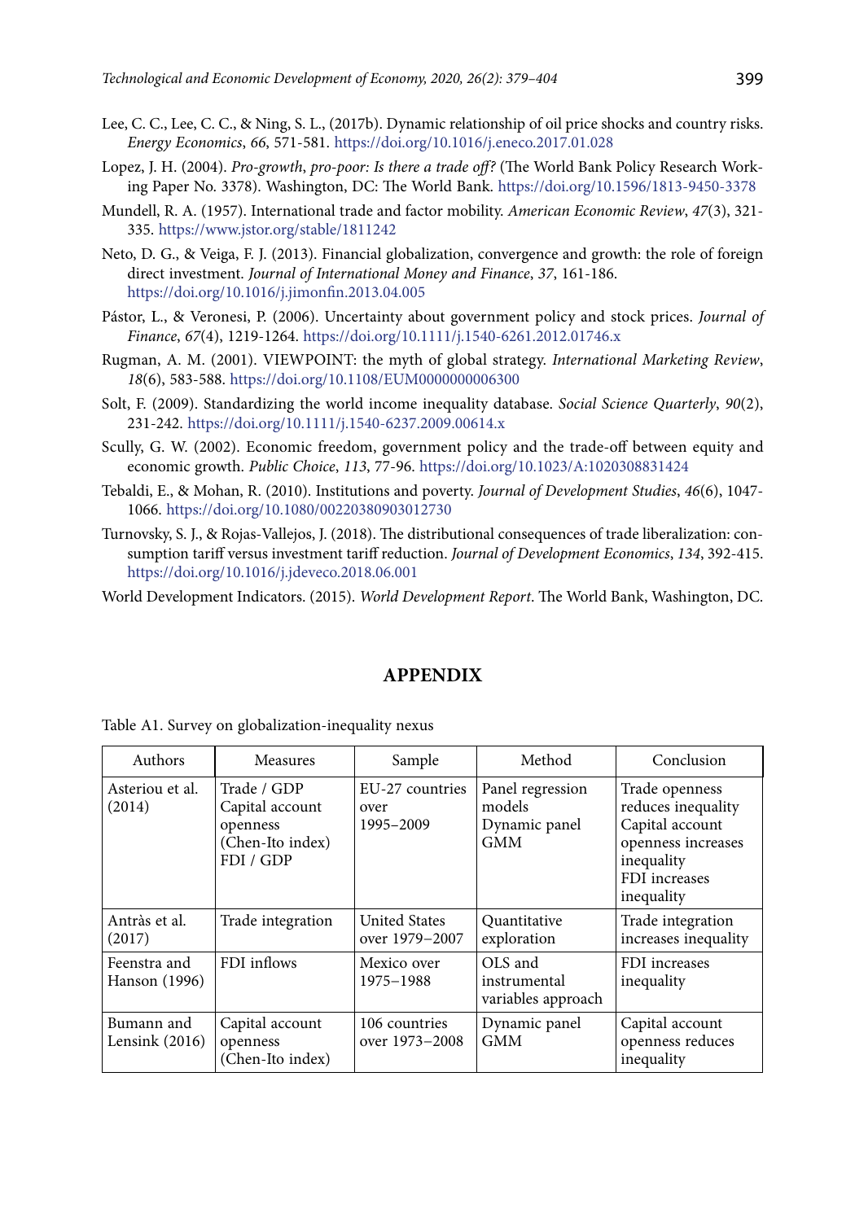Lee, C. C., Lee, C. C., & Ning, S. L., (2017b). Dynamic relationship of oil price shocks and country risks. *Energy Economics*, *66*, 571-581. https://doi.org/10.1016/j.eneco.2017.01.028

Lopez, J. H. (2004). *Pro-growth, pro-poor: Is there a trade off?* (The World Bank Policy Research Working Paper No. 3378). Washington, DC: The World Bank. https://doi.org/10.1596/1813-9450-3378

Mundell, R. A. (1957). International trade and factor mobility. *American Economic Review*, *47*(3), 321-335. https://www.jstor.org/stable/1811242

Neto, D. G., & Veiga, F. J. (2013). Financial globalization, convergence and growth: the role of foreign direct investment. *Journal of International Money and Finance*, *37*, 161-186. https://doi.org/10.1016/j.jimonfin.2013.04.005

Pástor, L., & Veronesi, P. (2006). Uncertainty about government policy and stock prices. *Journal of Finance*, *67*(4), 1219-1264. https://doi.org/10.1111/j.1540-6261.2012.01746.x

Rugman, A. M. (2001). VIEWPOINT: the myth of global strategy. *International Marketing Review*, *18*(6), 583-588. https://doi.org/10.1108/EUM0000000006300

Solt, F. (2009). Standardizing the world income inequality database. *Social Science Quarterly*, *90*(2), 231-242. https://doi.org/10.1111/j.1540-6237.2009.00614.x

Scully, G. W. (2002). Economic freedom, government policy and the trade-off between equity and economic growth. *Public Choice*, *113*, 77-96. https://doi.org/10.1023/A:1020308831424

Tebaldi, E., & Mohan, R. (2010). Institutions and poverty. *Journal of Development Studies*, *46*(6), 1047-1066. https://doi.org/10.1080/00220380903012730

Turnovsky, S. J., & Rojas-Vallejos, J. (2018). The distributional consequences of trade liberalization: consumption tariff versus investment tariff reduction. *Journal of Development Economics*, *134*, 392-415. https://doi.org/10.1016/j.jdeveco.2018.06.001

World Development Indicators. (2015). *World Development Report*. The World Bank, Washington, DC.

## APPENDIX

Table A1. Survey on globalization-inequality nexus

| Authors | Measures | Sample | Method | Conclusion |
|---|---|---|---|---|
| Asteriou et al. (2014) | Trade / GDP<br>Capital account openness (Chen-Ito index)<br>FDI / GDP | EU-27 countries over 1995–2009 | Panel regression models<br>Dynamic panel GMM | Trade openness reduces inequality<br>Capital account openness increases inequality<br>FDI increases inequality |
| Antràs et al. (2017) | Trade integration | United States over 1979–2007 | Quantitative exploration | Trade integration increases inequality |
| Feenstra and Hanson (1996) | FDI inflows | Mexico over 1975–1988 | OLS and instrumental variables approach | FDI increases inequality |
| Bumann and Lensink (2016) | Capital account openness (Chen-Ito index) | 106 countries over 1973–2008 | Dynamic panel GMM | Capital account openness reduces inequality |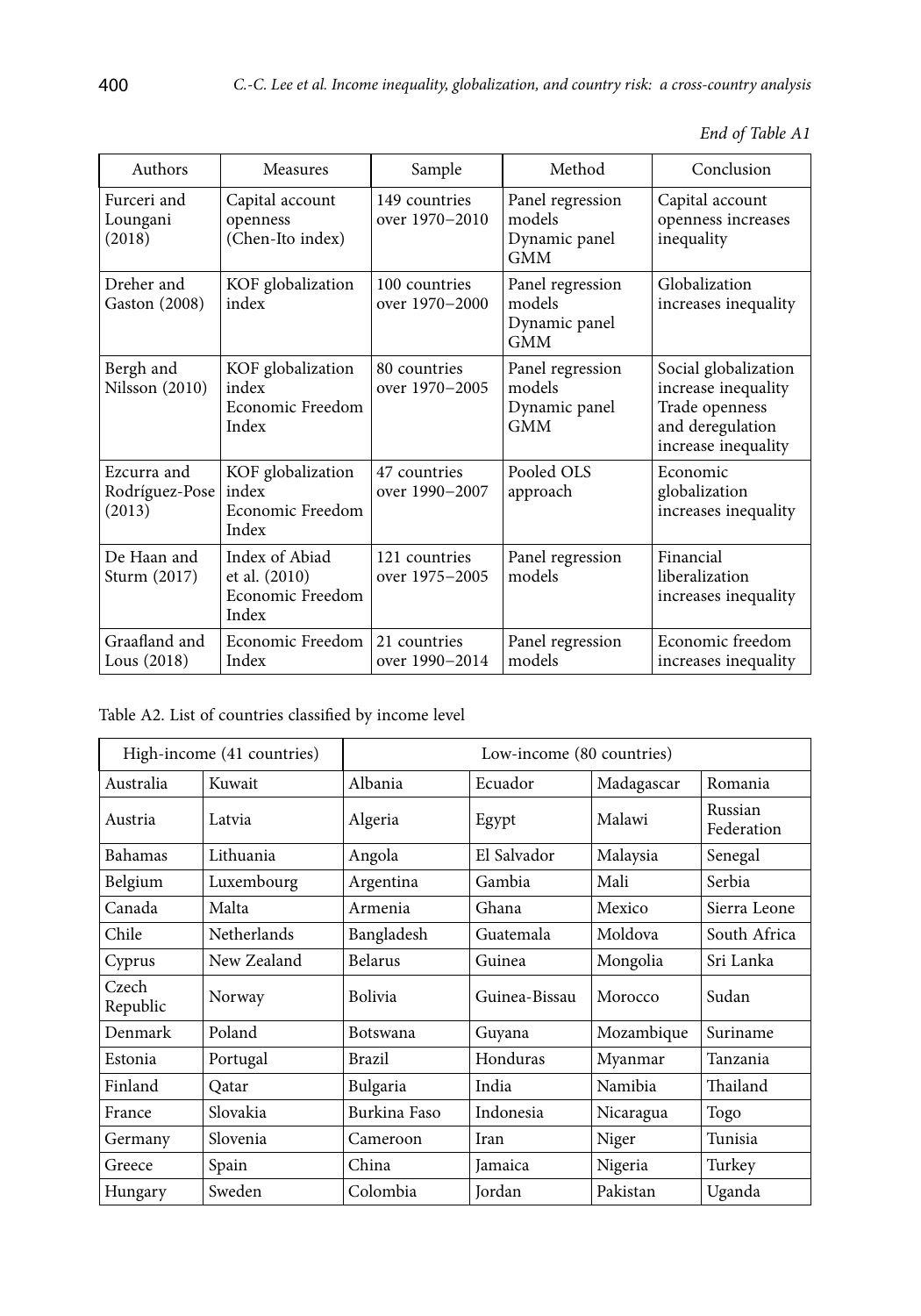*End of Table A1*

| Authors | Measures | Sample | Method | Conclusion |
|---|---|---|---|---|
| Furceri and Loungani (2018) | Capital account openness (Chen-Ito index) | 149 countries over 1970–2010 | Panel regression models Dynamic panel GMM | Capital account openness increases inequality |
| Dreher and Gaston (2008) | KOF globalization index | 100 countries over 1970–2000 | Panel regression models Dynamic panel GMM | Globalization increases inequality |
| Bergh and Nilsson (2010) | KOF globalization index Economic Freedom Index | 80 countries over 1970–2005 | Panel regression models Dynamic panel GMM | Social globalization increase inequality Trade openness and deregulation increase inequality |
| Ezcurra and Rodríguez-Pose (2013) | KOF globalization index Economic Freedom Index | 47 countries over 1990–2007 | Pooled OLS approach | Economic globalization increases inequality |
| De Haan and Sturm (2017) | Index of Abiad et al. (2010) Economic Freedom Index | 121 countries over 1975–2005 | Panel regression models | Financial liberalization increases inequality |
| Graafland and Lous (2018) | Economic Freedom Index | 21 countries over 1990–2014 | Panel regression models | Economic freedom increases inequality |

Table A2. List of countries classified by income level

| High-income (41 countries) | | Low-income (80 countries) | | | |
|---|---|---|---|---|---|
| Australia | Kuwait | Albania | Ecuador | Madagascar | Romania |
| Austria | Latvia | Algeria | Egypt | Malawi | Russian Federation |
| Bahamas | Lithuania | Angola | El Salvador | Malaysia | Senegal |
| Belgium | Luxembourg | Argentina | Gambia | Mali | Serbia |
| Canada | Malta | Armenia | Ghana | Mexico | Sierra Leone |
| Chile | Netherlands | Bangladesh | Guatemala | Moldova | South Africa |
| Cyprus | New Zealand | Belarus | Guinea | Mongolia | Sri Lanka |
| Czech Republic | Norway | Bolivia | Guinea-Bissau | Morocco | Sudan |
| Denmark | Poland | Botswana | Guyana | Mozambique | Suriname |
| Estonia | Portugal | Brazil | Honduras | Myanmar | Tanzania |
| Finland | Qatar | Bulgaria | India | Namibia | Thailand |
| France | Slovakia | Burkina Faso | Indonesia | Nicaragua | Togo |
| Germany | Slovenia | Cameroon | Iran | Niger | Tunisia |
| Greece | Spain | China | Jamaica | Nigeria | Turkey |
| Hungary | Sweden | Colombia | Jordan | Pakistan | Uganda |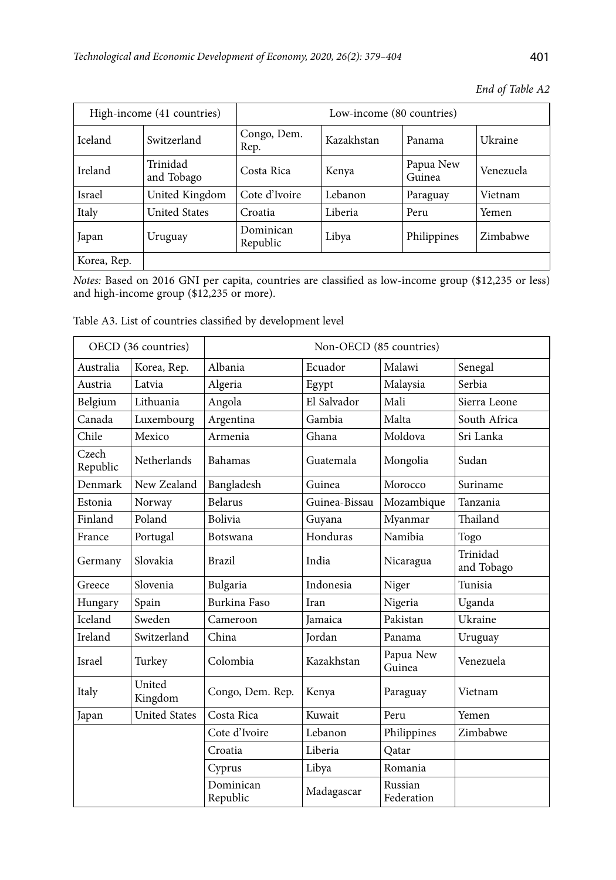*End of Table A2*

| High-income (41 countries) | | Low-income (80 countries) | | | |
|---|---|---|---|---|---|
| Iceland | Switzerland | Congo, Dem. Rep. | Kazakhstan | Panama | Ukraine |
| Ireland | Trinidad and Tobago | Costa Rica | Kenya | Papua New Guinea | Venezuela |
| Israel | United Kingdom | Cote d'Ivoire | Lebanon | Paraguay | Vietnam |
| Italy | United States | Croatia | Liberia | Peru | Yemen |
| Japan | Uruguay | Dominican Republic | Libya | Philippines | Zimbabwe |
| Korea, Rep. | | | | | |

*Notes:* Based on 2016 GNI per capita, countries are classified as low-income group ($12,235 or less) and high-income group ($12,235 or more).

Table A3. List of countries classified by development level

| OECD (36 countries) | | Non-OECD (85 countries) | | | |
|---|---|---|---|---|---|
| Australia | Korea, Rep. | Albania | Ecuador | Malawi | Senegal |
| Austria | Latvia | Algeria | Egypt | Malaysia | Serbia |
| Belgium | Lithuania | Angola | El Salvador | Mali | Sierra Leone |
| Canada | Luxembourg | Argentina | Gambia | Malta | South Africa |
| Chile | Mexico | Armenia | Ghana | Moldova | Sri Lanka |
| Czech Republic | Netherlands | Bahamas | Guatemala | Mongolia | Sudan |
| Denmark | New Zealand | Bangladesh | Guinea | Morocco | Suriname |
| Estonia | Norway | Belarus | Guinea-Bissau | Mozambique | Tanzania |
| Finland | Poland | Bolivia | Guyana | Myanmar | Thailand |
| France | Portugal | Botswana | Honduras | Namibia | Togo |
| Germany | Slovakia | Brazil | India | Nicaragua | Trinidad and Tobago |
| Greece | Slovenia | Bulgaria | Indonesia | Niger | Tunisia |
| Hungary | Spain | Burkina Faso | Iran | Nigeria | Uganda |
| Iceland | Sweden | Cameroon | Jamaica | Pakistan | Ukraine |
| Ireland | Switzerland | China | Jordan | Panama | Uruguay |
| Israel | Turkey | Colombia | Kazakhstan | Papua New Guinea | Venezuela |
| Italy | United Kingdom | Congo, Dem. Rep. | Kenya | Paraguay | Vietnam |
| Japan | United States | Costa Rica | Kuwait | Peru | Yemen |
| | | Cote d'Ivoire | Lebanon | Philippines | Zimbabwe |
| | | Croatia | Liberia | Qatar | |
| | | Cyprus | Libya | Romania | |
| | | Dominican Republic | Madagascar | Russian Federation | |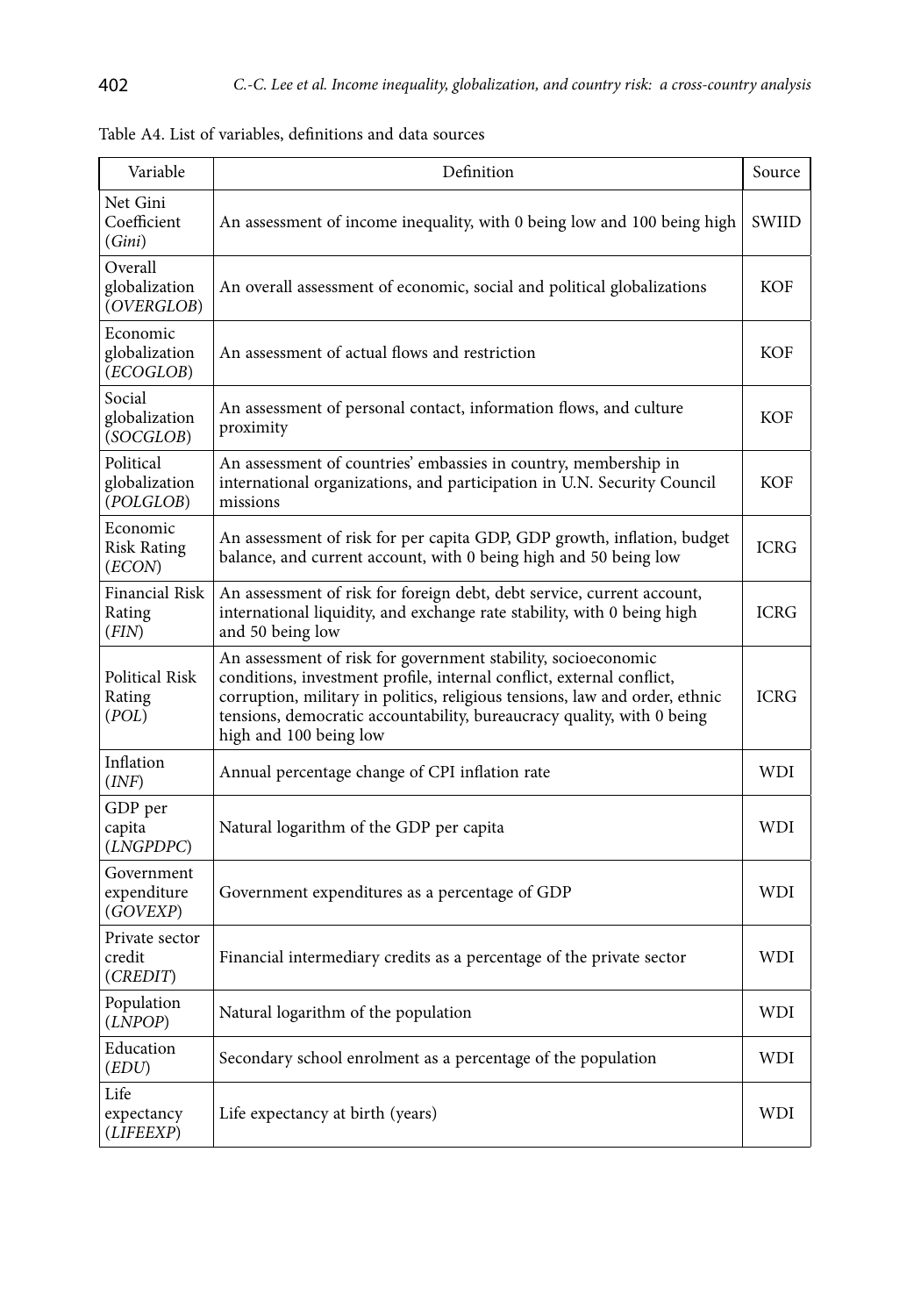Table A4. List of variables, definitions and data sources

| Variable | Definition | Source |
|---|---|---|
| Net Gini Coefficient (*Gini*) | An assessment of income inequality, with 0 being low and 100 being high | SWIID |
| Overall globalization (*OVERGLOB*) | An overall assessment of economic, social and political globalizations | KOF |
| Economic globalization (*ECOGLOB*) | An assessment of actual flows and restriction | KOF |
| Social globalization (*SOCGLOB*) | An assessment of personal contact, information flows, and culture proximity | KOF |
| Political globalization (*POLGLOB*) | An assessment of countries' embassies in country, membership in international organizations, and participation in U.N. Security Council missions | KOF |
| Economic Risk Rating (*ECON*) | An assessment of risk for per capita GDP, GDP growth, inflation, budget balance, and current account, with 0 being high and 50 being low | ICRG |
| Financial Risk Rating (*FIN*) | An assessment of risk for foreign debt, debt service, current account, international liquidity, and exchange rate stability, with 0 being high and 50 being low | ICRG |
| Political Risk Rating (*POL*) | An assessment of risk for government stability, socioeconomic conditions, investment profile, internal conflict, external conflict, corruption, military in politics, religious tensions, law and order, ethnic tensions, democratic accountability, bureaucracy quality, with 0 being high and 100 being low | ICRG |
| Inflation (*INF*) | Annual percentage change of CPI inflation rate | WDI |
| GDP per capita (*LNGPDPC*) | Natural logarithm of the GDP per capita | WDI |
| Government expenditure (*GOVEXP*) | Government expenditures as a percentage of GDP | WDI |
| Private sector credit (*CREDIT*) | Financial intermediary credits as a percentage of the private sector | WDI |
| Population (*LNPOP*) | Natural logarithm of the population | WDI |
| Education (*EDU*) | Secondary school enrolment as a percentage of the population | WDI |
| Life expectancy (*LIFEEXP*) | Life expectancy at birth (years) | WDI |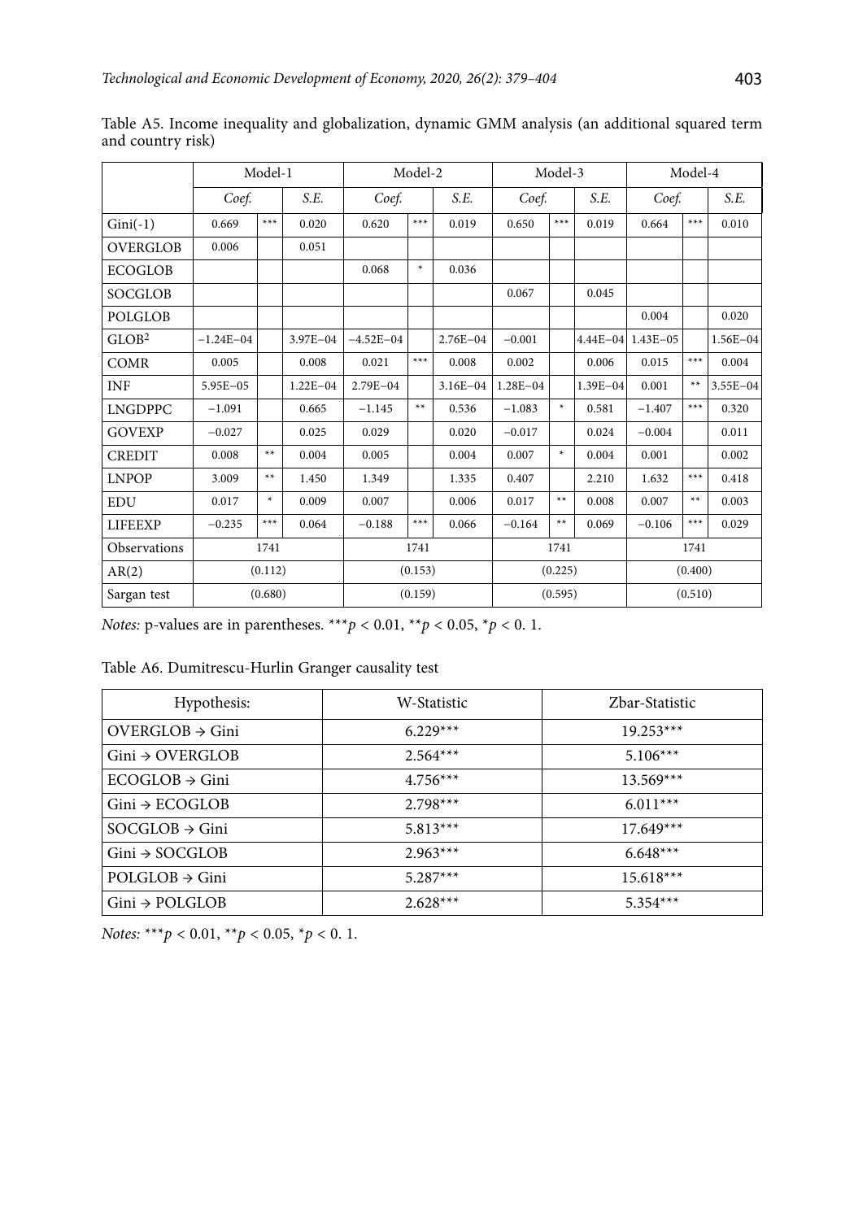Table A5. Income inequality and globalization, dynamic GMM analysis (an additional squared term and country risk)

| | Model-1 | | | Model-2 | | | Model-3 | | | Model-4 | | |
|---|---|---|---|---|---|---|---|---|---|---|---|---|
| | *Coef.* | | *S.E.* | *Coef.* | | *S.E.* | *Coef.* | | *S.E.* | *Coef.* | | *S.E.* |
| Gini(-1) | 0.669 | *** | 0.020 | 0.620 | *** | 0.019 | 0.650 | *** | 0.019 | 0.664 | *** | 0.010 |
| OVERGLOB | 0.006 | | 0.051 | | | | | | | | | |
| ECOGLOB | | | | 0.068 | * | 0.036 | | | | | | |
| SOCGLOB | | | | | | | 0.067 | | 0.045 | | | |
| POLGLOB | | | | | | | | | | 0.004 | | 0.020 |
| $GLOB^2$ | −1.24E−04 | | 3.97E−04 | −4.52E−04 | | 2.76E−04 | −0.001 | | 4.44E−04 | 1.43E−05 | | 1.56E−04 |
| COMR | 0.005 | | 0.008 | 0.021 | *** | 0.008 | 0.002 | | 0.006 | 0.015 | *** | 0.004 |
| INF | 5.95E−05 | | 1.22E−04 | 2.79E−04 | | 3.16E−04 | 1.28E−04 | | 1.39E−04 | 0.001 | ** | 3.55E−04 |
| LNGDPPC | −1.091 | | 0.665 | −1.145 | ** | 0.536 | −1.083 | * | 0.581 | −1.407 | *** | 0.320 |
| GOVEXP | −0.027 | | 0.025 | 0.029 | | 0.020 | −0.017 | | 0.024 | −0.004 | | 0.011 |
| CREDIT | 0.008 | ** | 0.004 | 0.005 | | 0.004 | 0.007 | * | 0.004 | 0.001 | | 0.002 |
| LNPOP | 3.009 | ** | 1.450 | 1.349 | | 1.335 | 0.407 | | 2.210 | 1.632 | *** | 0.418 |
| EDU | 0.017 | * | 0.009 | 0.007 | | 0.006 | 0.017 | ** | 0.008 | 0.007 | ** | 0.003 |
| LIFEEXP | −0.235 | *** | 0.064 | −0.188 | *** | 0.066 | −0.164 | ** | 0.069 | −0.106 | *** | 0.029 |
| Observations | 1741 | | | 1741 | | | 1741 | | | 1741 | | |
| AR(2) | (0.112) | | | (0.153) | | | (0.225) | | | (0.400) | | |
| Sargan test | (0.680) | | | (0.159) | | | (0.595) | | | (0.510) | | |

*Notes:* p-values are in parentheses. ***$p < 0.01$, **$p < 0.05$, *$p < 0.1$.

Table A6. Dumitrescu-Hurlin Granger causality test

| Hypothesis: | W-Statistic | Zbar-Statistic |
|---|---|---|
| OVERGLOB → Gini | 6.229*** | 19.253*** |
| Gini → OVERGLOB | 2.564*** | 5.106*** |
| ECOGLOB → Gini | 4.756*** | 13.569*** |
| Gini → ECOGLOB | 2.798*** | 6.011*** |
| SOCGLOB → Gini | 5.813*** | 17.649*** |
| Gini → SOCGLOB | 2.963*** | 6.648*** |
| POLGLOB → Gini | 5.287*** | 15.618*** |
| Gini → POLGLOB | 2.628*** | 5.354*** |

*Notes:* ***$p < 0.01$, **$p < 0.05$, *$p < 0.1$.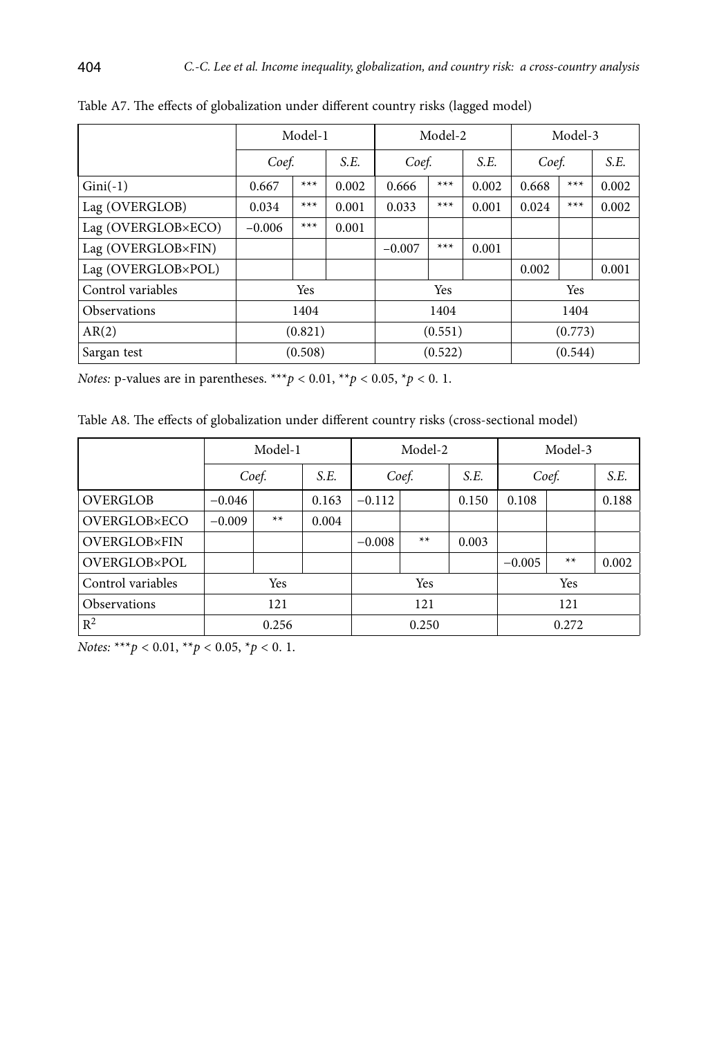Table A7. The effects of globalization under different country risks (lagged model)

| | Model-1 | | | Model-2 | | | Model-3 | | |
|---|---|---|---|---|---|---|---|---|---|
| | *Coef.* | | *S.E.* | *Coef.* | | *S.E.* | *Coef.* | | *S.E.* |
| Gini(-1) | 0.667 | *** | 0.002 | 0.666 | *** | 0.002 | 0.668 | *** | 0.002 |
| Lag (OVERGLOB) | 0.034 | *** | 0.001 | 0.033 | *** | 0.001 | 0.024 | *** | 0.002 |
| Lag (OVERGLOB×ECO) | −0.006 | *** | 0.001 | | | | | | |
| Lag (OVERGLOB×FIN) | | | | −0.007 | *** | 0.001 | | | |
| Lag (OVERGLOB×POL) | | | | | | | 0.002 | | 0.001 |
| Control variables | Yes | | | Yes | | | Yes | | |
| Observations | 1404 | | | 1404 | | | 1404 | | |
| AR(2) | (0.821) | | | (0.551) | | | (0.773) | | |
| Sargan test | (0.508) | | | (0.522) | | | (0.544) | | |

*Notes:* p-values are in parentheses. ***$p < 0.01$, **$p < 0.05$, *$p < 0.1$.

Table A8. The effects of globalization under different country risks (cross-sectional model)

| | Model-1 | | | Model-2 | | | Model-3 | | |
|---|---|---|---|---|---|---|---|---|---|
| | *Coef.* | | *S.E.* | *Coef.* | | *S.E.* | *Coef.* | | *S.E.* |
| OVERGLOB | −0.046 | | 0.163 | −0.112 | | 0.150 | 0.108 | | 0.188 |
| OVERGLOB×ECO | −0.009 | ** | 0.004 | | | | | | |
| OVERGLOB×FIN | | | | −0.008 | ** | 0.003 | | | |
| OVERGLOB×POL | | | | | | | −0.005 | ** | 0.002 |
| Control variables | Yes | | | Yes | | | Yes | | |
| Observations | 121 | | | 121 | | | 121 | | |
| $R^2$ | 0.256 | | | 0.250 | | | 0.272 | | |

*Notes:* ***$p < 0.01$, **$p < 0.05$, *$p < 0.1$.